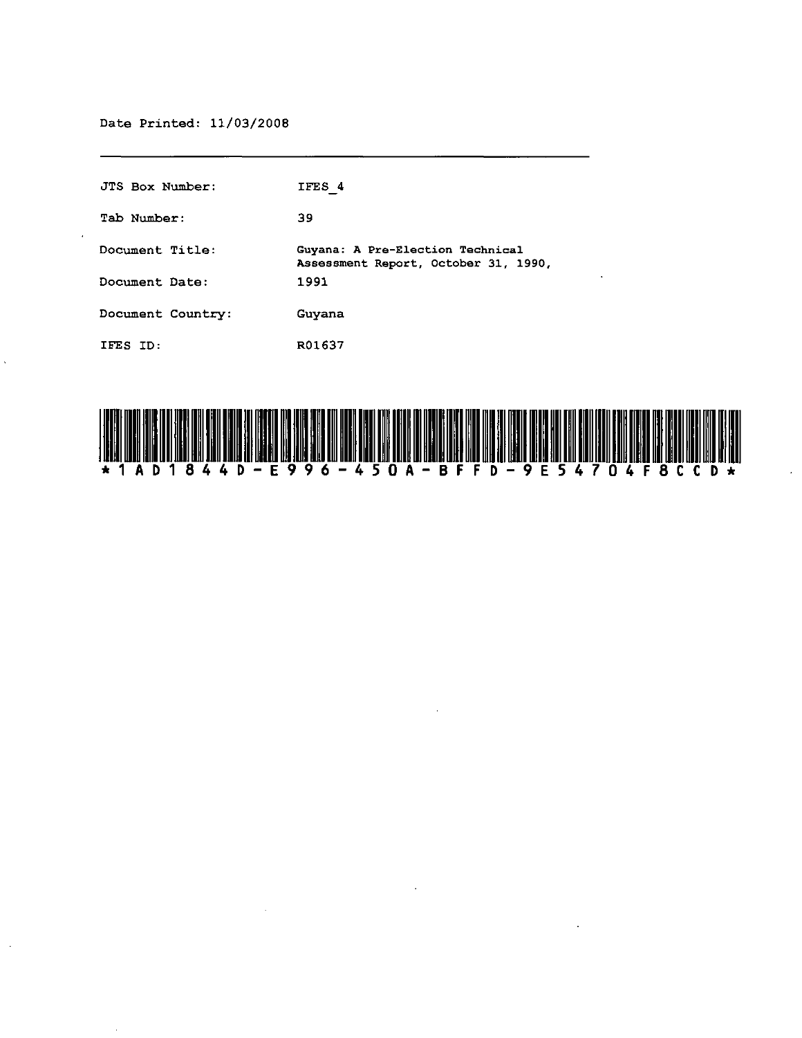Date Printed: 11/03/2008

---

| | |
|---|---|
| JTS Box Number: | IFES_4 |
| Tab Number: | 39 |
| Document Title: | Guyana: A Pre-Election Technical Assessment Report, October 31, 1990, |
| Document Date: | 1991 |
| Document Country: | Guyana |
| IFES ID: | R01637 |

*1AD1844D-E996-450A-BFFD-9E54704F8CCD*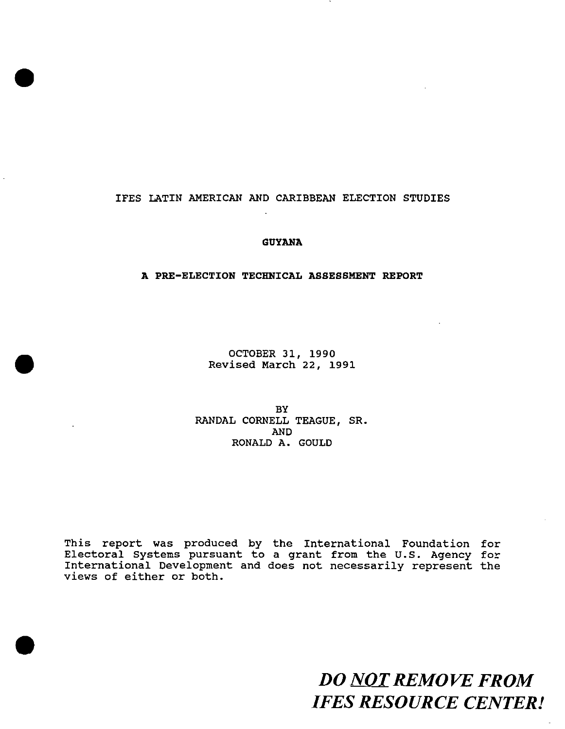IFES LATIN AMERICAN AND CARIBBEAN ELECTION STUDIES

# GUYANA

## A PRE-ELECTION TECHNICAL ASSESSMENT REPORT

OCTOBER 31, 1990
Revised March 22, 1991

BY
RANDAL CORNELL TEAGUE, SR.
AND
RONALD A. GOULD

This report was produced by the International Foundation for Electoral Systems pursuant to a grant from the U.S. Agency for International Development and does not necessarily represent the views of either or both.

***DO NOT REMOVE FROM IFES RESOURCE CENTER!***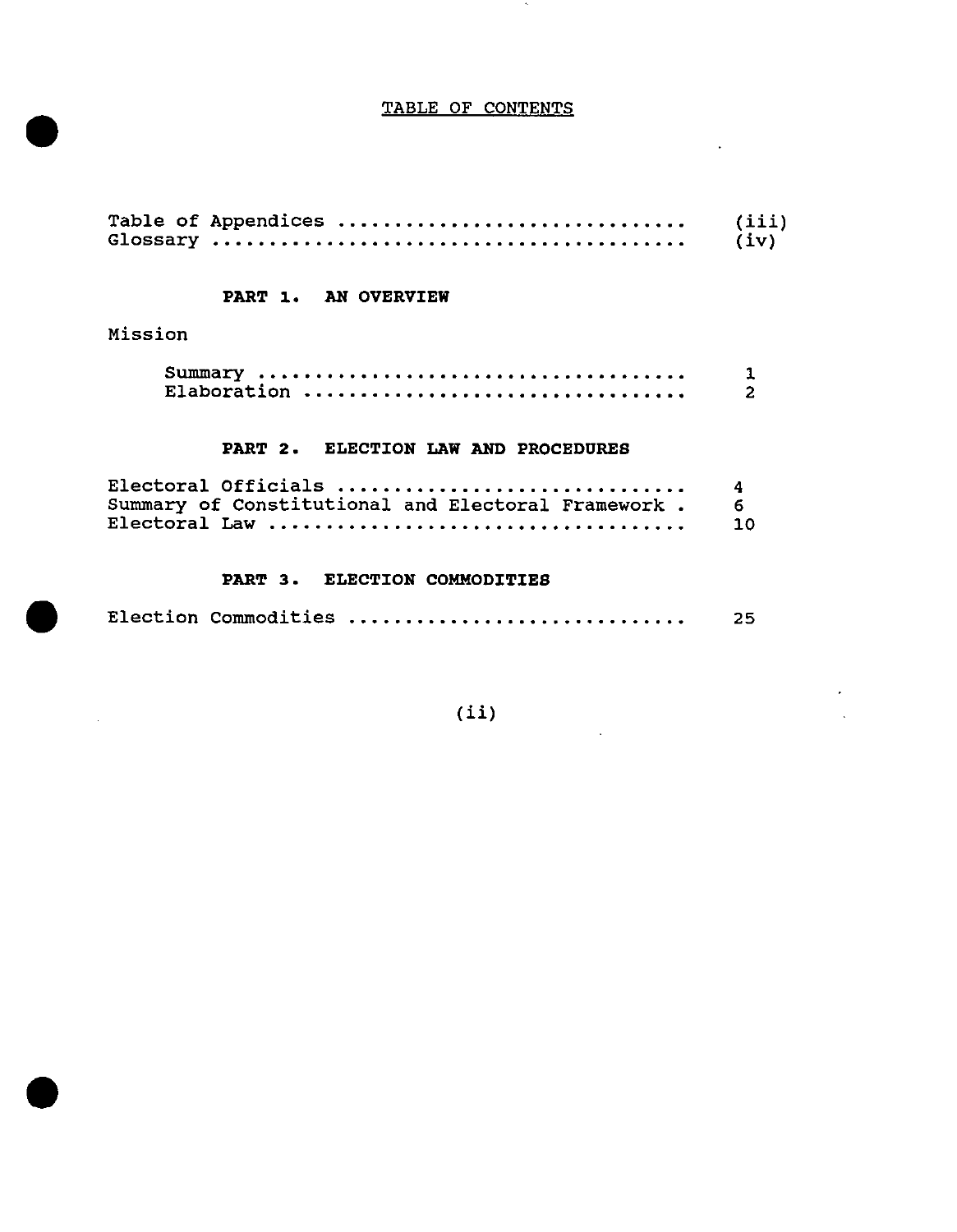# TABLE OF CONTENTS

| | |
|---|---|
| Table of Appendices | (iii) |
| Glossary | (iv) |

## PART 1. AN OVERVIEW

Mission

| | |
|---|---|
| Summary | 1 |
| Elaboration | 2 |

## PART 2. ELECTION LAW AND PROCEDURES

| | |
|---|---|
| Electoral Officials | 4 |
| Summary of Constitutional and Electoral Framework | 6 |
| Electoral Law | 10 |

## PART 3. ELECTION COMMODITIES

| | |
|---|---|
| Election Commodities | 25 |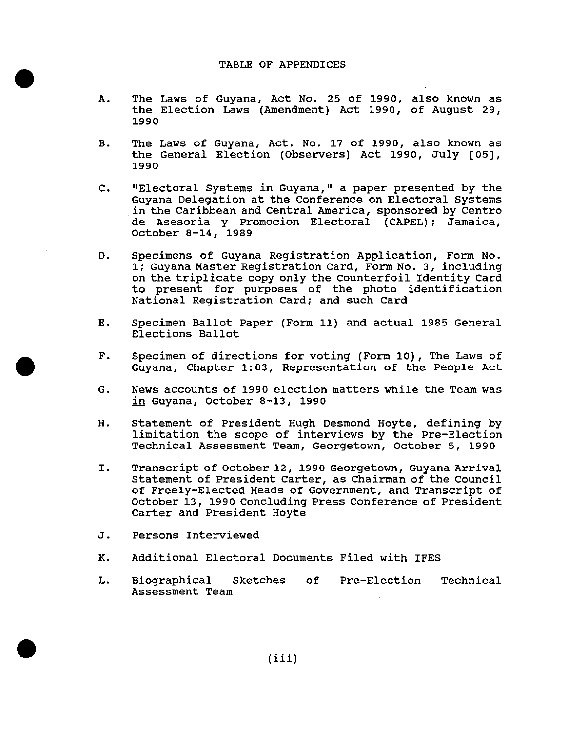# TABLE OF APPENDICES

A. The Laws of Guyana, Act No. 25 of 1990, also known as the Election Laws (Amendment) Act 1990, of August 29, 1990

B. The Laws of Guyana, Act. No. 17 of 1990, also known as the General Election (Observers) Act 1990, July [05], 1990

C. "Electoral Systems in Guyana," a paper presented by the Guyana Delegation at the Conference on Electoral Systems in the Caribbean and Central America, sponsored by Centro de Asesoria y Promocion Electoral (CAPEL); Jamaica, October 8-14, 1989

D. Specimens of Guyana Registration Application, Form No. 1; Guyana Master Registration Card, Form No. 3, including on the triplicate copy only the Counterfoil Identity Card to present for purposes of the photo identification National Registration Card; and such Card

E. Specimen Ballot Paper (Form 11) and actual 1985 General Elections Ballot

F. Specimen of directions for voting (Form 10), The Laws of Guyana, Chapter 1:03, Representation of the People Act

G. News accounts of 1990 election matters while the Team was in Guyana, October 8-13, 1990

H. Statement of President Hugh Desmond Hoyte, defining by limitation the scope of interviews by the Pre-Election Technical Assessment Team, Georgetown, October 5, 1990

I. Transcript of October 12, 1990 Georgetown, Guyana Arrival Statement of President Carter, as Chairman of the Council of Freely-Elected Heads of Government, and Transcript of October 13, 1990 Concluding Press Conference of President Carter and President Hoyte

J. Persons Interviewed

K. Additional Electoral Documents Filed with IFES

L. Biographical Sketches of Pre-Election Technical Assessment Team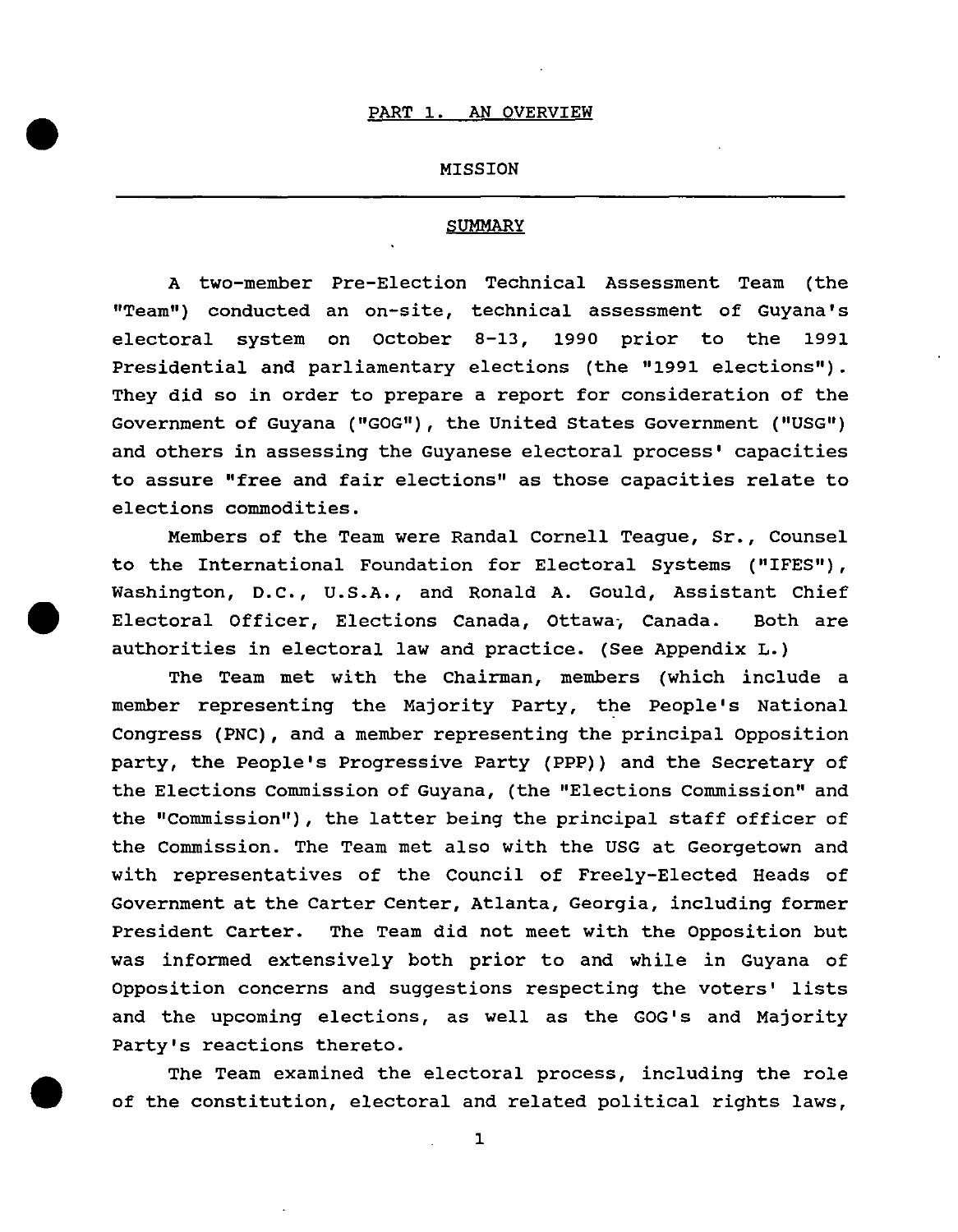# PART 1. AN OVERVIEW

## MISSION

### SUMMARY

A two-member Pre-Election Technical Assessment Team (the "Team") conducted an on-site, technical assessment of Guyana's electoral system on October 8-13, 1990 prior to the 1991 Presidential and parliamentary elections (the "1991 elections"). They did so in order to prepare a report for consideration of the Government of Guyana ("GOG"), the United States Government ("USG") and others in assessing the Guyanese electoral process' capacities to assure "free and fair elections" as those capacities relate to elections commodities.

Members of the Team were Randal Cornell Teague, Sr., Counsel to the International Foundation for Electoral Systems ("IFES"), Washington, D.C., U.S.A., and Ronald A. Gould, Assistant Chief Electoral Officer, Elections Canada, Ottawa, Canada. Both are authorities in electoral law and practice. (See Appendix L.)

The Team met with the Chairman, members (which include a member representing the Majority Party, the People's National Congress (PNC), and a member representing the principal Opposition party, the People's Progressive Party (PPP)) and the Secretary of the Elections Commission of Guyana, (the "Elections Commission" and the "Commission"), the latter being the principal staff officer of the Commission. The Team met also with the USG at Georgetown and with representatives of the Council of Freely-Elected Heads of Government at the Carter Center, Atlanta, Georgia, including former President Carter. The Team did not meet with the Opposition but was informed extensively both prior to and while in Guyana of Opposition concerns and suggestions respecting the voters' lists and the upcoming elections, as well as the GOG's and Majority Party's reactions thereto.

The Team examined the electoral process, including the role of the constitution, electoral and related political rights laws,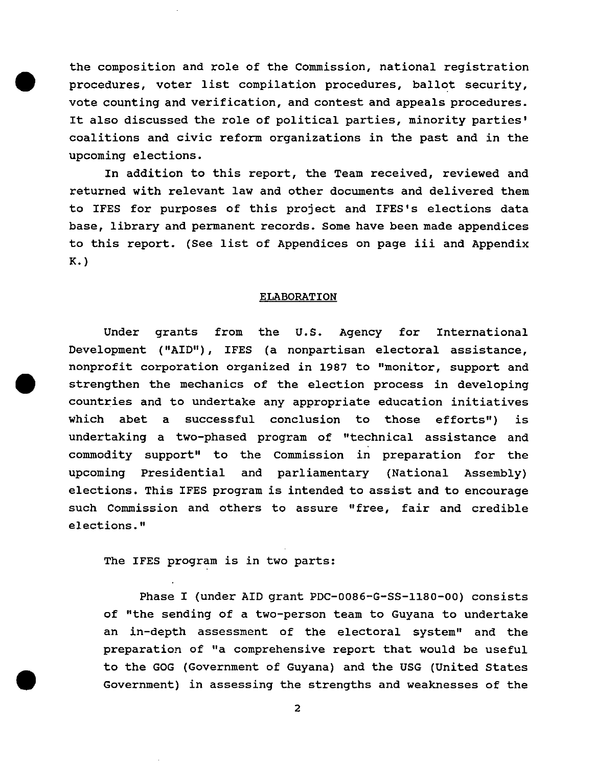the composition and role of the Commission, national registration procedures, voter list compilation procedures, ballot security, vote counting and verification, and contest and appeals procedures. It also discussed the role of political parties, minority parties' coalitions and civic reform organizations in the past and in the upcoming elections.

In addition to this report, the Team received, reviewed and returned with relevant law and other documents and delivered them to IFES for purposes of this project and IFES's elections data base, library and permanent records. Some have been made appendices to this report. (See list of Appendices on page iii and Appendix K.)

## ELABORATION

Under grants from the U.S. Agency for International Development ("AID"), IFES (a nonpartisan electoral assistance, nonprofit corporation organized in 1987 to "monitor, support and strengthen the mechanics of the election process in developing countries and to undertake any appropriate education initiatives which abet a successful conclusion to those efforts") is undertaking a two-phased program of "technical assistance and commodity support" to the Commission in preparation for the upcoming Presidential and parliamentary (National Assembly) elections. This IFES program is intended to assist and to encourage such Commission and others to assure "free, fair and credible elections."

The IFES program is in two parts:

Phase I (under AID grant PDC-0086-G-SS-1180-00) consists of "the sending of a two-person team to Guyana to undertake an in-depth assessment of the electoral system" and the preparation of "a comprehensive report that would be useful to the GOG (Government of Guyana) and the USG (United States Government) in assessing the strengths and weaknesses of the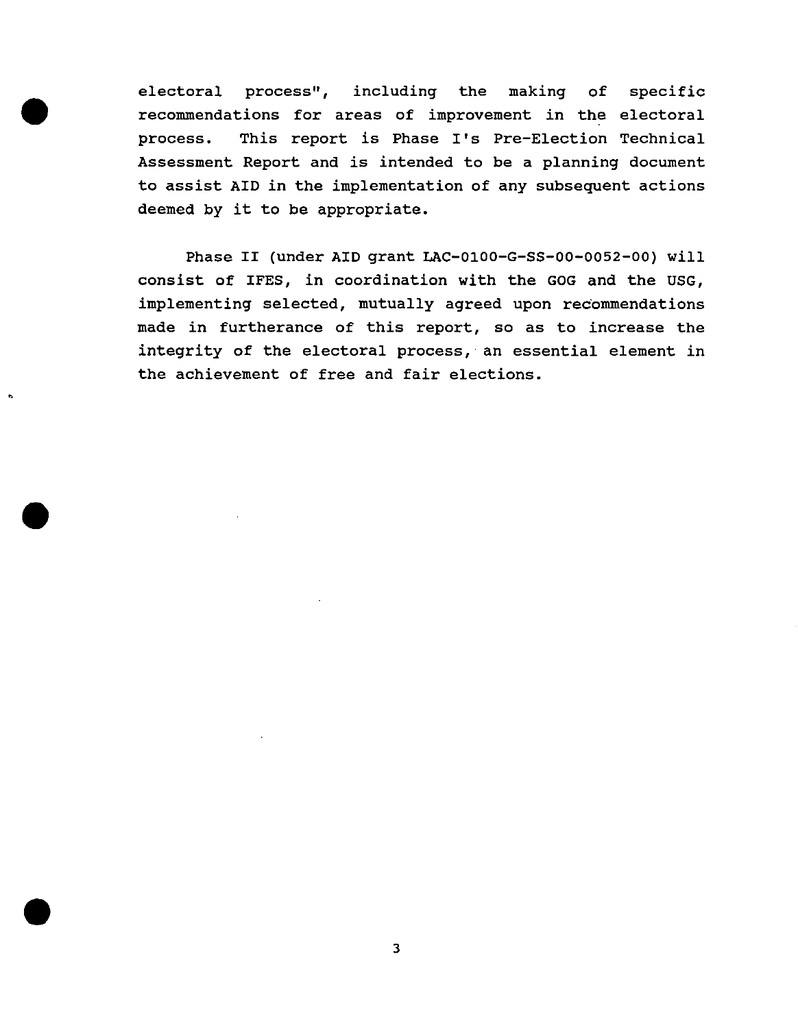electoral process", including the making of specific recommendations for areas of improvement in the electoral process. This report is Phase I's Pre-Election Technical Assessment Report and is intended to be a planning document to assist AID in the implementation of any subsequent actions deemed by it to be appropriate.

Phase II (under AID grant LAC-0100-G-SS-00-0052-00) will consist of IFES, in coordination with the GOG and the USG, implementing selected, mutually agreed upon recommendations made in furtherance of this report, so as to increase the integrity of the electoral process, an essential element in the achievement of free and fair elections.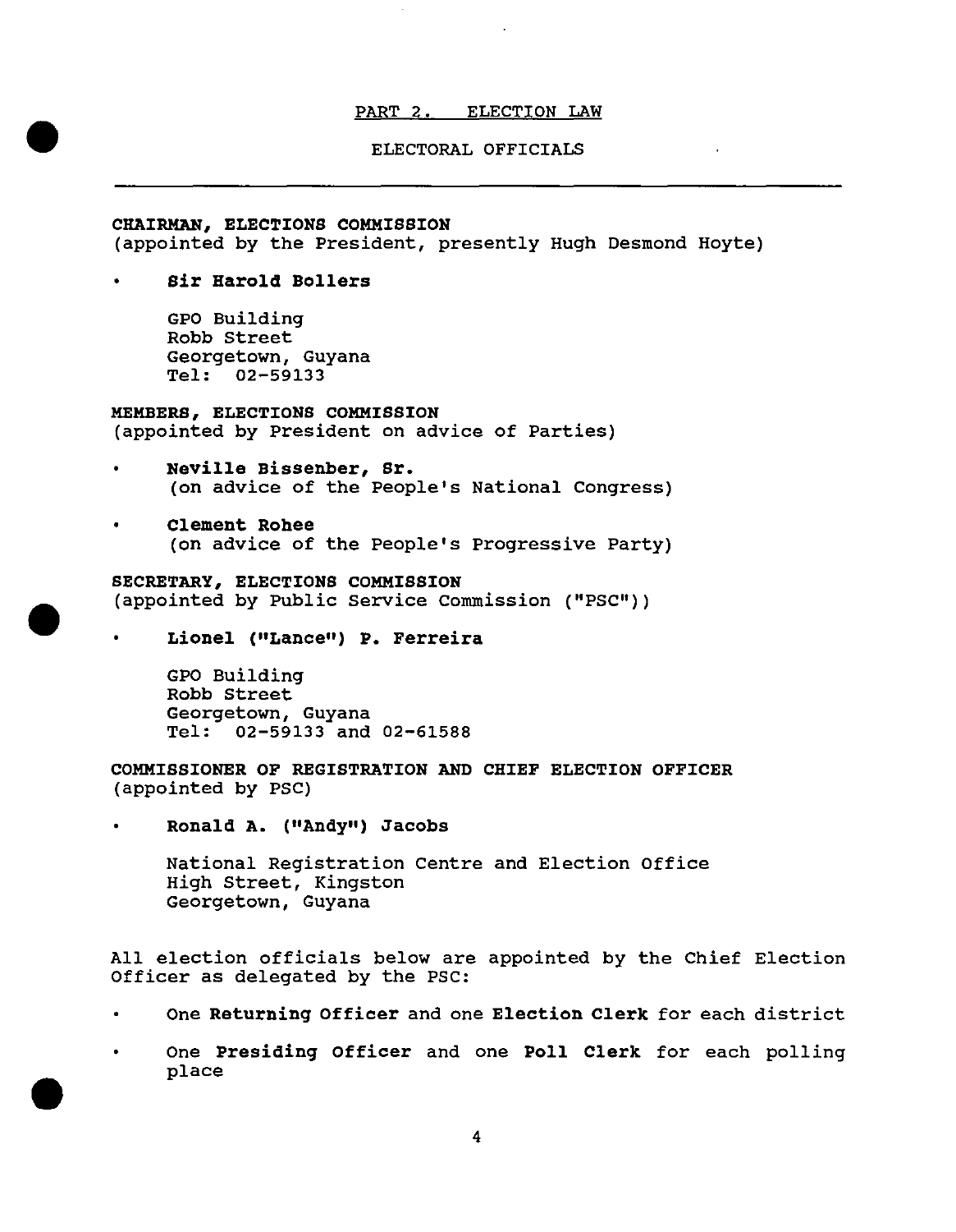## PART 2. ELECTION LAW

### ELECTORAL OFFICIALS

---

**CHAIRMAN, ELECTIONS COMMISSION**
(appointed by the President, presently Hugh Desmond Hoyte)

- **Sir Harold Bollers**

  GPO Building
  Robb Street
  Georgetown, Guyana
  Tel: 02-59133

**MEMBERS, ELECTIONS COMMISSION**
(appointed by President on advice of Parties)

- **Neville Bissenber, Sr.**
  (on advice of the People's National Congress)

- **Clement Rohee**
  (on advice of the People's Progressive Party)

**SECRETARY, ELECTIONS COMMISSION**
(appointed by Public Service Commission ("PSC"))

- **Lionel ("Lance") P. Ferreira**

  GPO Building
  Robb Street
  Georgetown, Guyana
  Tel: 02-59133 and 02-61588

**COMMISSIONER OF REGISTRATION AND CHIEF ELECTION OFFICER**
(appointed by PSC)

- **Ronald A. ("Andy") Jacobs**

  National Registration Centre and Election Office
  High Street, Kingston
  Georgetown, Guyana

All election officials below are appointed by the Chief Election Officer as delegated by the PSC:

- One **Returning Officer** and one **Election Clerk** for each district

- One **Presiding Officer** and one **Poll Clerk** for each polling place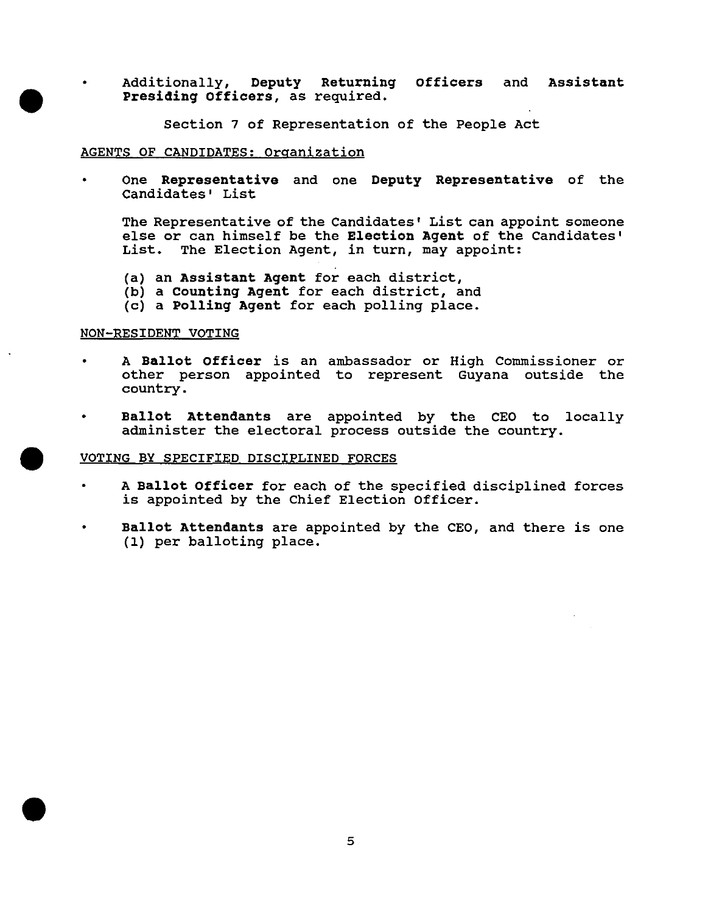- Additionally, **Deputy Returning Officers** and **Assistant Presiding Officers**, as required.

    Section 7 of Representation of the People Act

AGENTS OF CANDIDATES: Organization

- One **Representative** and one **Deputy Representative** of the Candidates' List

    The Representative of the Candidates' List can appoint someone else or can himself be the **Election Agent** of the Candidates' List. The Election Agent, in turn, may appoint:

    (a) an **Assistant Agent** for each district,
    (b) a **Counting Agent** for each district, and
    (c) a **Polling Agent** for each polling place.

NON-RESIDENT VOTING

- A **Ballot Officer** is an ambassador or High Commissioner or other person appointed to represent Guyana outside the country.

- **Ballot Attendants** are appointed by the CEO to locally administer the electoral process outside the country.

VOTING BY SPECIFIED DISCIPLINED FORCES

- A **Ballot Officer** for each of the specified disciplined forces is appointed by the Chief Election Officer.

- **Ballot Attendants** are appointed by the CEO, and there is one (1) per balloting place.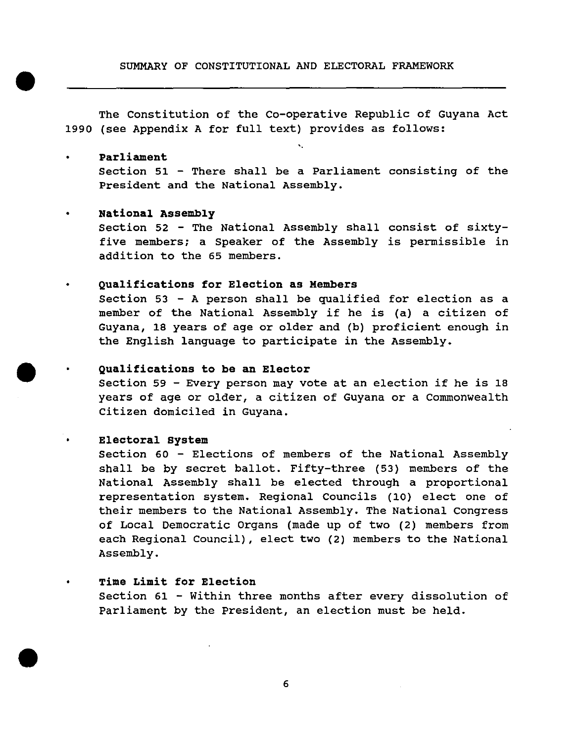## SUMMARY OF CONSTITUTIONAL AND ELECTORAL FRAMEWORK

The Constitution of the Co-operative Republic of Guyana Act 1990 (see Appendix A for full text) provides as follows:

- **Parliament**
  Section 51 - There shall be a Parliament consisting of the President and the National Assembly.

- **National Assembly**
  Section 52 - The National Assembly shall consist of sixty-five members; a Speaker of the Assembly is permissible in addition to the 65 members.

- **Qualifications for Election as Members**
  Section 53 - A person shall be qualified for election as a member of the National Assembly if he is (a) a citizen of Guyana, 18 years of age or older and (b) proficient enough in the English language to participate in the Assembly.

- **Qualifications to be an Elector**
  Section 59 - Every person may vote at an election if he is 18 years of age or older, a citizen of Guyana or a Commonwealth Citizen domiciled in Guyana.

- **Electoral System**
  Section 60 - Elections of members of the National Assembly shall be by secret ballot. Fifty-three (53) members of the National Assembly shall be elected through a proportional representation system. Regional Councils (10) elect one of their members to the National Assembly. The National Congress of Local Democratic Organs (made up of two (2) members from each Regional Council), elect two (2) members to the National Assembly.

- **Time Limit for Election**
  Section 61 - Within three months after every dissolution of Parliament by the President, an election must be held.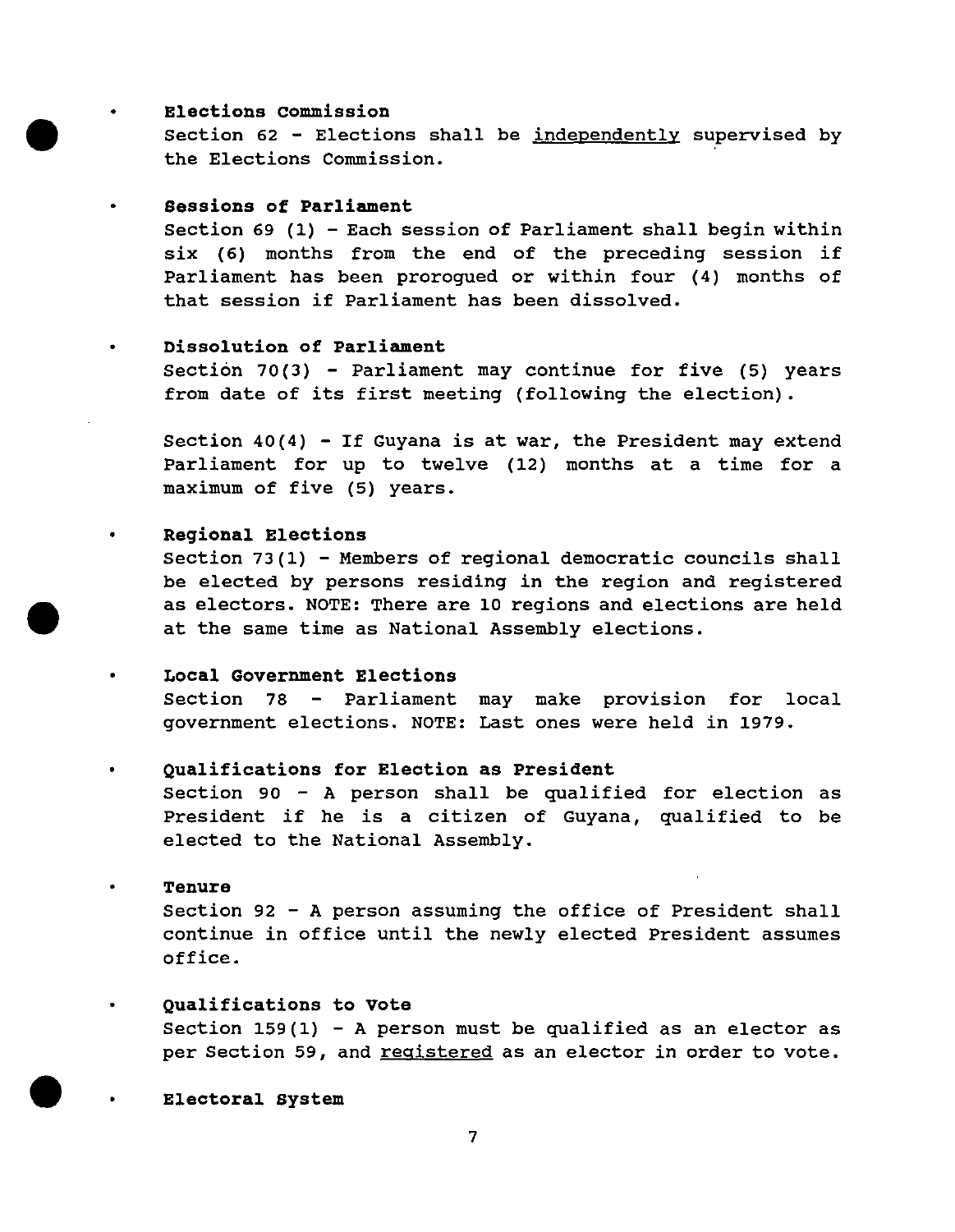- **Elections Commission**

  Section 62 - Elections shall be independently supervised by the Elections Commission.

- **Sessions of Parliament**

  Section 69 (1) - Each session of Parliament shall begin within six (6) months from the end of the preceding session if Parliament has been prorogued or within four (4) months of that session if Parliament has been dissolved.

- **Dissolution of Parliament**

  Section 70(3) - Parliament may continue for five (5) years from date of its first meeting (following the election).

  Section 40(4) - If Guyana is at war, the President may extend Parliament for up to twelve (12) months at a time for a maximum of five (5) years.

- **Regional Elections**

  Section 73(1) - Members of regional democratic councils shall be elected by persons residing in the region and registered as electors. NOTE: There are 10 regions and elections are held at the same time as National Assembly elections.

- **Local Government Elections**

  Section 78 - Parliament may make provision for local government elections. NOTE: Last ones were held in 1979.

- **Qualifications for Election as President**

  Section 90 - A person shall be qualified for election as President if he is a citizen of Guyana, qualified to be elected to the National Assembly.

- **Tenure**

  Section 92 - A person assuming the office of President shall continue in office until the newly elected President assumes office.

- **Qualifications to Vote**

  Section 159(1) - A person must be qualified as an elector as per Section 59, and registered as an elector in order to vote.

- **Electoral System**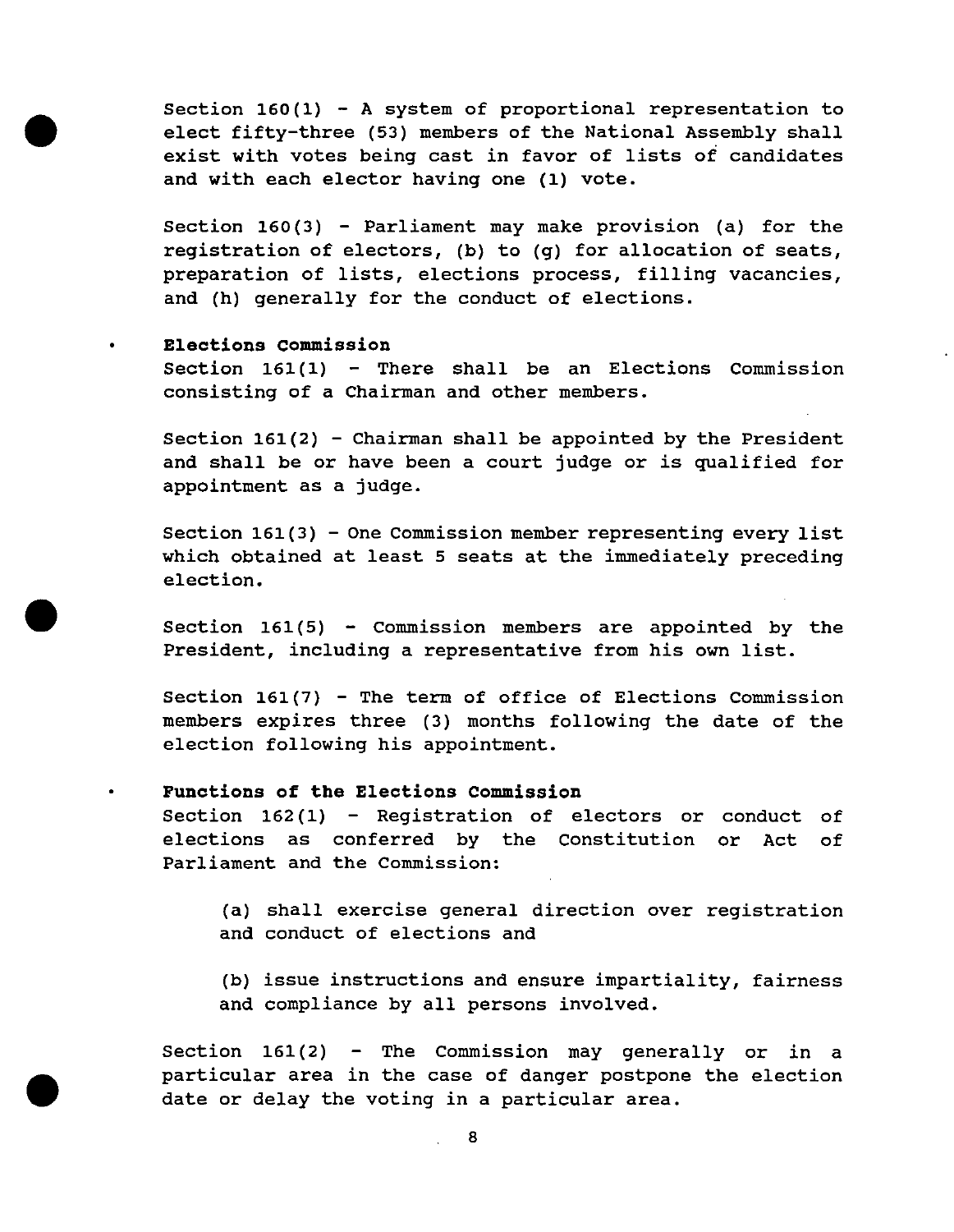Section 160(1) - A system of proportional representation to elect fifty-three (53) members of the National Assembly shall exist with votes being cast in favor of lists of candidates and with each elector having one (1) vote.

Section 160(3) - Parliament may make provision (a) for the registration of electors, (b) to (g) for allocation of seats, preparation of lists, elections process, filling vacancies, and (h) generally for the conduct of elections.

- **Elections Commission**

  Section 161(1) - There shall be an Elections Commission consisting of a Chairman and other members.

  Section 161(2) - Chairman shall be appointed by the President and shall be or have been a court judge or is qualified for appointment as a judge.

  Section 161(3) - One Commission member representing every list which obtained at least 5 seats at the immediately preceding election.

  Section 161(5) - Commission members are appointed by the President, including a representative from his own list.

  Section 161(7) - The term of office of Elections Commission members expires three (3) months following the date of the election following his appointment.

- **Functions of the Elections Commission**

  Section 162(1) - Registration of electors or conduct of elections as conferred by the Constitution or Act of Parliament and the Commission:

  (a) shall exercise general direction over registration and conduct of elections and

  (b) issue instructions and ensure impartiality, fairness and compliance by all persons involved.

  Section 161(2) - The Commission may generally or in a particular area in the case of danger postpone the election date or delay the voting in a particular area.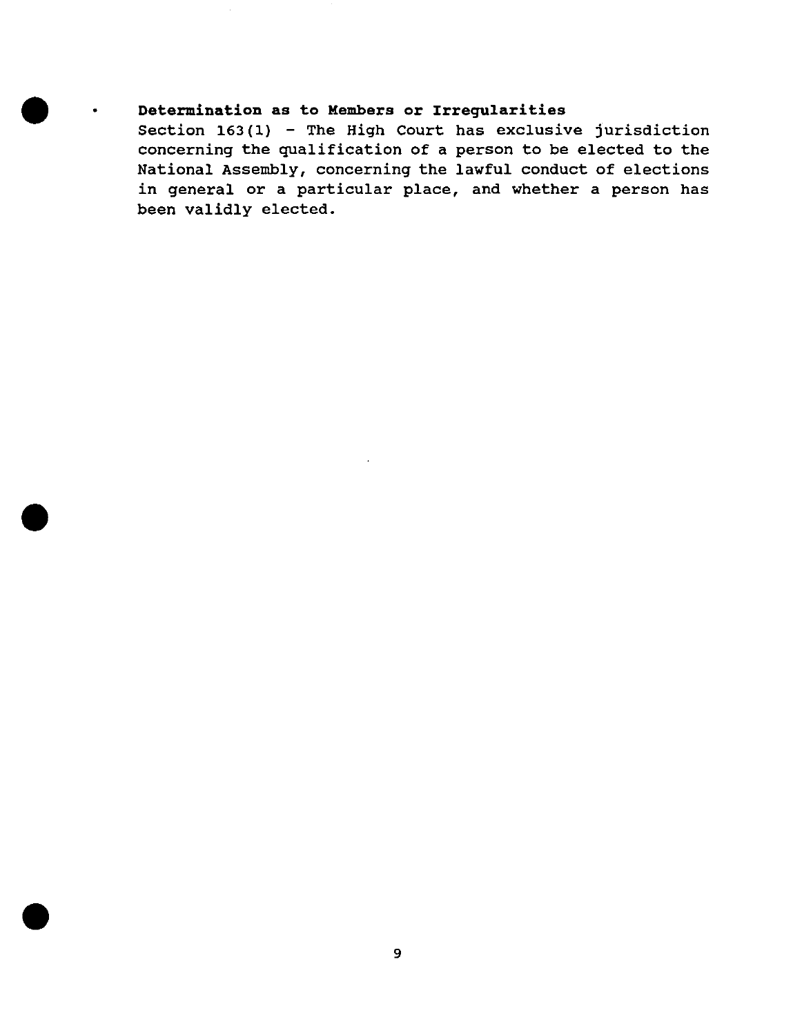- **Determination as to Members or Irregularities**

  Section 163(1) - The High Court has exclusive jurisdiction concerning the qualification of a person to be elected to the National Assembly, concerning the lawful conduct of elections in general or a particular place, and whether a person has been validly elected.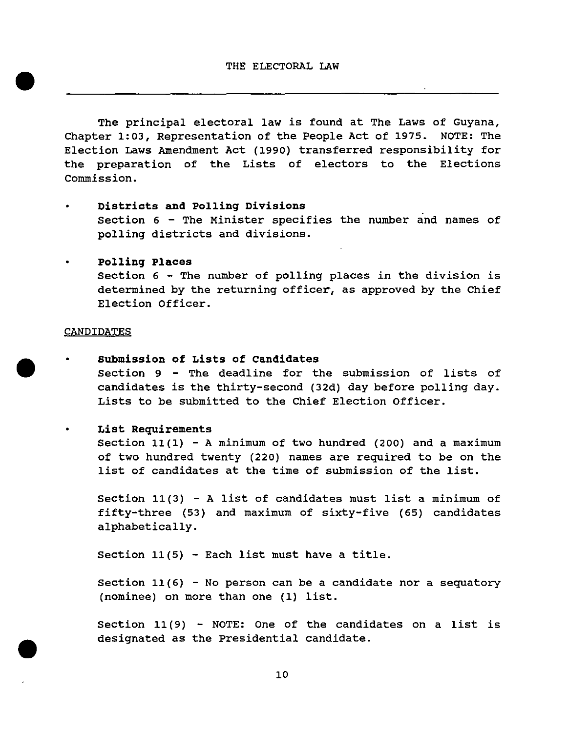# THE ELECTORAL LAW

The principal electoral law is found at The Laws of Guyana, Chapter 1:03, Representation of the People Act of 1975. NOTE: The Election Laws Amendment Act (1990) transferred responsibility for the preparation of the Lists of electors to the Elections Commission.

- **Districts and Polling Divisions**
  Section 6 - The Minister specifies the number and names of polling districts and divisions.

- **Polling Places**
  Section 6 - The number of polling places in the division is determined by the returning officer, as approved by the Chief Election Officer.

## CANDIDATES

- **Submission of Lists of Candidates**
  Section 9 - The deadline for the submission of lists of candidates is the thirty-second (32d) day before polling day. Lists to be submitted to the Chief Election Officer.

- **List Requirements**
  Section 11(1) - A minimum of two hundred (200) and a maximum of two hundred twenty (220) names are required to be on the list of candidates at the time of submission of the list.

  Section 11(3) - A list of candidates must list a minimum of fifty-three (53) and maximum of sixty-five (65) candidates alphabetically.

  Section 11(5) - Each list must have a title.

  Section 11(6) - No person can be a candidate nor a sequatory (nominee) on more than one (1) list.

  Section 11(9) - NOTE: One of the candidates on a list is designated as the Presidential candidate.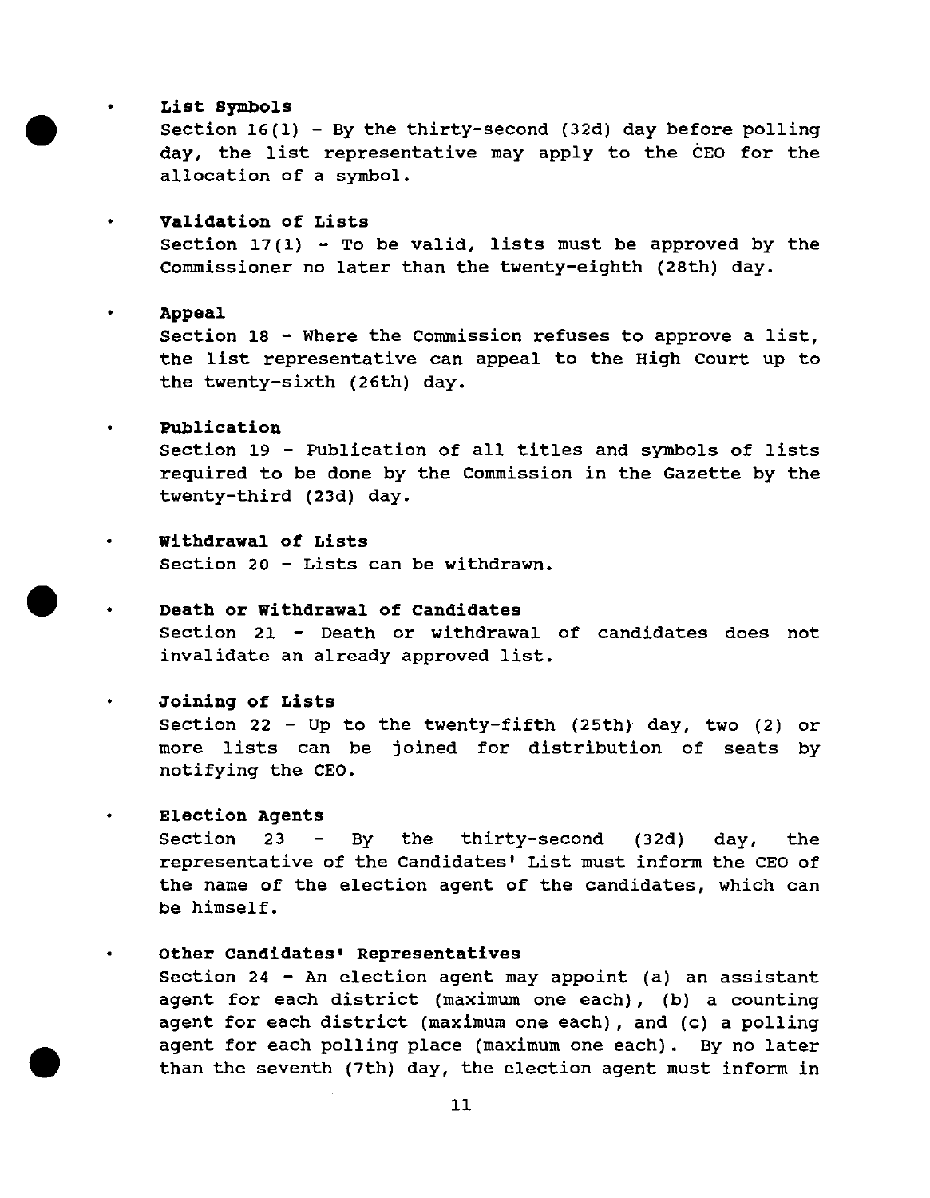- **List Symbols**
  Section 16(1) - By the thirty-second (32d) day before polling day, the list representative may apply to the CEO for the allocation of a symbol.

- **Validation of Lists**
  Section 17(1) - To be valid, lists must be approved by the Commissioner no later than the twenty-eighth (28th) day.

- **Appeal**
  Section 18 - Where the Commission refuses to approve a list, the list representative can appeal to the High Court up to the twenty-sixth (26th) day.

- **Publication**
  Section 19 - Publication of all titles and symbols of lists required to be done by the Commission in the Gazette by the twenty-third (23d) day.

- **Withdrawal of Lists**
  Section 20 - Lists can be withdrawn.

- **Death or Withdrawal of Candidates**
  Section 21 - Death or withdrawal of candidates does not invalidate an already approved list.

- **Joining of Lists**
  Section 22 - Up to the twenty-fifth (25th) day, two (2) or more lists can be joined for distribution of seats by notifying the CEO.

- **Election Agents**
  Section 23 - By the thirty-second (32d) day, the representative of the Candidates' List must inform the CEO of the name of the election agent of the candidates, which can be himself.

- **Other Candidates' Representatives**
  Section 24 - An election agent may appoint (a) an assistant agent for each district (maximum one each), (b) a counting agent for each district (maximum one each), and (c) a polling agent for each polling place (maximum one each). By no later than the seventh (7th) day, the election agent must inform in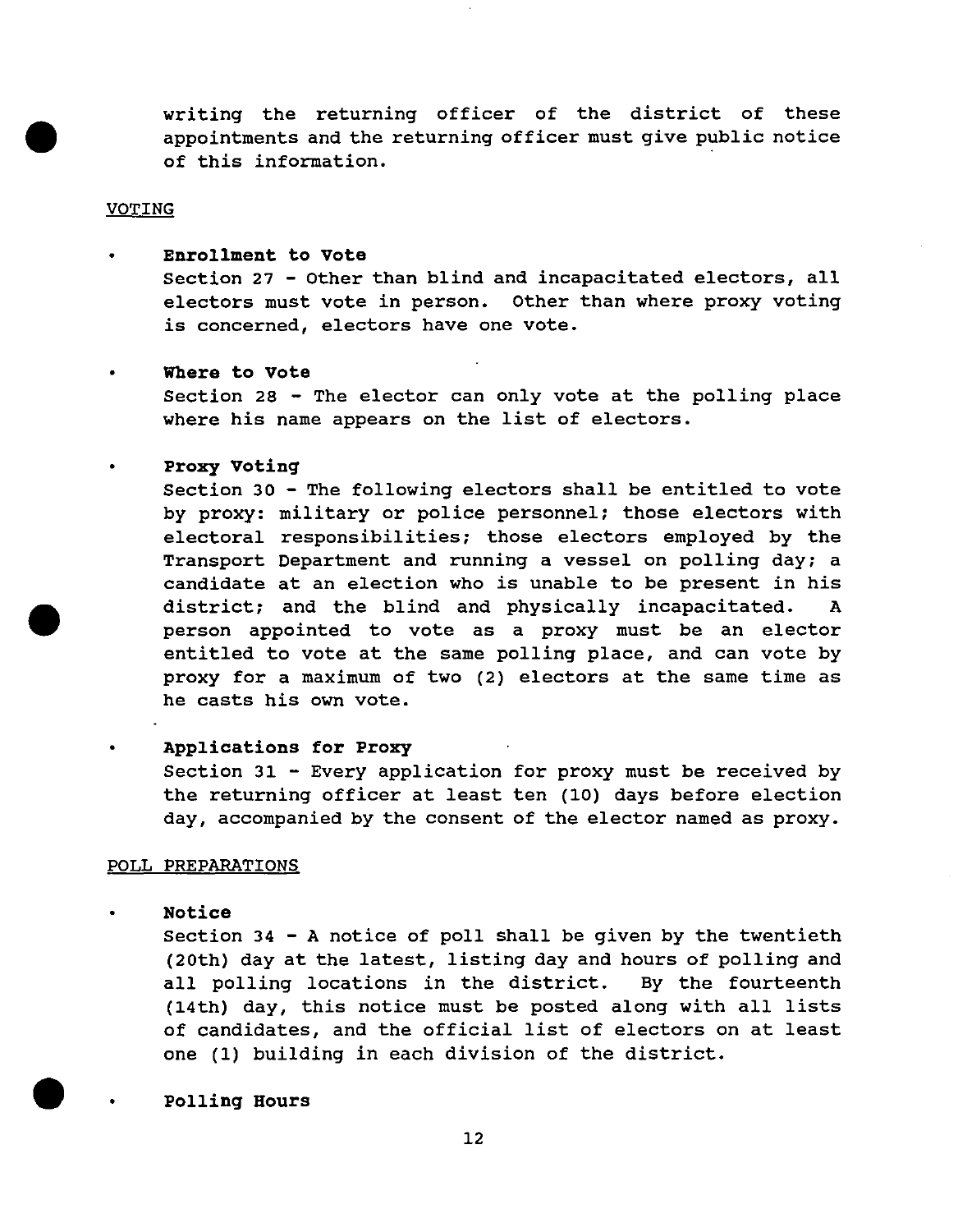writing the returning officer of the district of these appointments and the returning officer must give public notice of this information.

VOTING

- **Enrollment to Vote**
  Section 27 - Other than blind and incapacitated electors, all electors must vote in person. Other than where proxy voting is concerned, electors have one vote.

- **Where to Vote**
  Section 28 - The elector can only vote at the polling place where his name appears on the list of electors.

- **Proxy Voting**
  Section 30 - The following electors shall be entitled to vote by proxy: military or police personnel; those electors with electoral responsibilities; those electors employed by the Transport Department and running a vessel on polling day; a candidate at an election who is unable to be present in his district; and the blind and physically incapacitated. A person appointed to vote as a proxy must be an elector entitled to vote at the same polling place, and can vote by proxy for a maximum of two (2) electors at the same time as he casts his own vote.

- **Applications for Proxy**
  Section 31 - Every application for proxy must be received by the returning officer at least ten (10) days before election day, accompanied by the consent of the elector named as proxy.

POLL PREPARATIONS

- **Notice**
  Section 34 - A notice of poll shall be given by the twentieth (20th) day at the latest, listing day and hours of polling and all polling locations in the district. By the fourteenth (14th) day, this notice must be posted along with all lists of candidates, and the official list of electors on at least one (1) building in each division of the district.

- **Polling Hours**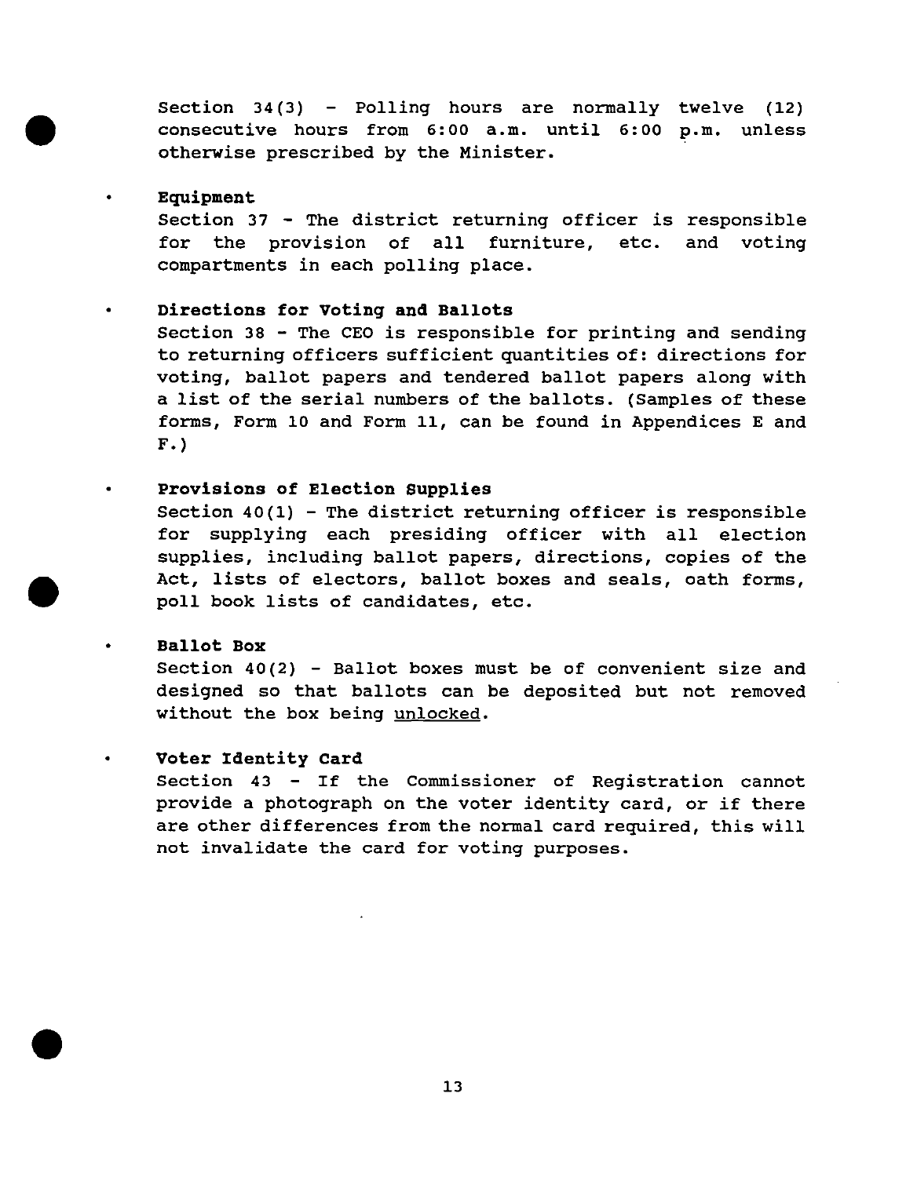Section 34(3) - Polling hours are normally twelve (12) consecutive hours from 6:00 a.m. until 6:00 p.m. unless otherwise prescribed by the Minister.

- **Equipment**
  Section 37 - The district returning officer is responsible for the provision of all furniture, etc. and voting compartments in each polling place.

- **Directions for Voting and Ballots**
  Section 38 - The CEO is responsible for printing and sending to returning officers sufficient quantities of: directions for voting, ballot papers and tendered ballot papers along with a list of the serial numbers of the ballots. (Samples of these forms, Form 10 and Form 11, can be found in Appendices E and F.)

- **Provisions of Election Supplies**
  Section 40(1) - The district returning officer is responsible for supplying each presiding officer with all election supplies, including ballot papers, directions, copies of the Act, lists of electors, ballot boxes and seals, oath forms, poll book lists of candidates, etc.

- **Ballot Box**
  Section 40(2) - Ballot boxes must be of convenient size and designed so that ballots can be deposited but not removed without the box being <u>unlocked</u>.

- **Voter Identity Card**
  Section 43 - If the Commissioner of Registration cannot provide a photograph on the voter identity card, or if there are other differences from the normal card required, this will not invalidate the card for voting purposes.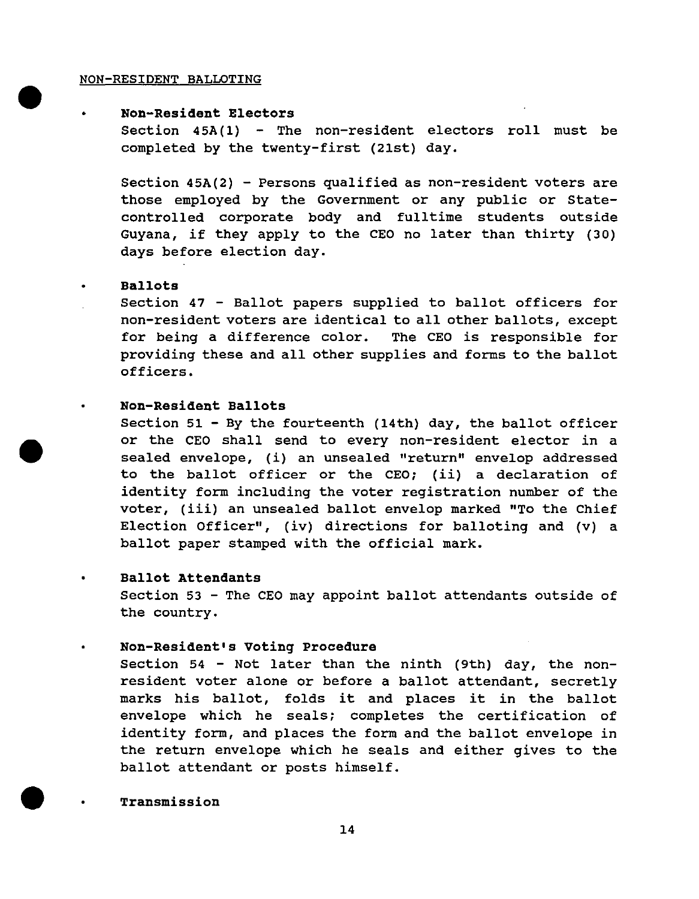NON-RESIDENT BALLOTING

- **Non-Resident Electors**

  Section 45A(1) - The non-resident electors roll must be completed by the twenty-first (21st) day.

  Section 45A(2) - Persons qualified as non-resident voters are those employed by the Government or any public or State-controlled corporate body and fulltime students outside Guyana, if they apply to the CEO no later than thirty (30) days before election day.

- **Ballots**

  Section 47 - Ballot papers supplied to ballot officers for non-resident voters are identical to all other ballots, except for being a difference color. The CEO is responsible for providing these and all other supplies and forms to the ballot officers.

- **Non-Resident Ballots**

  Section 51 - By the fourteenth (14th) day, the ballot officer or the CEO shall send to every non-resident elector in a sealed envelope, (i) an unsealed "return" envelop addressed to the ballot officer or the CEO; (ii) a declaration of identity form including the voter registration number of the voter, (iii) an unsealed ballot envelop marked "To the Chief Election Officer", (iv) directions for balloting and (v) a ballot paper stamped with the official mark.

- **Ballot Attendants**

  Section 53 - The CEO may appoint ballot attendants outside of the country.

- **Non-Resident's Voting Procedure**

  Section 54 - Not later than the ninth (9th) day, the non-resident voter alone or before a ballot attendant, secretly marks his ballot, folds it and places it in the ballot envelope which he seals; completes the certification of identity form, and places the form and the ballot envelope in the return envelope which he seals and either gives to the ballot attendant or posts himself.

- **Transmission**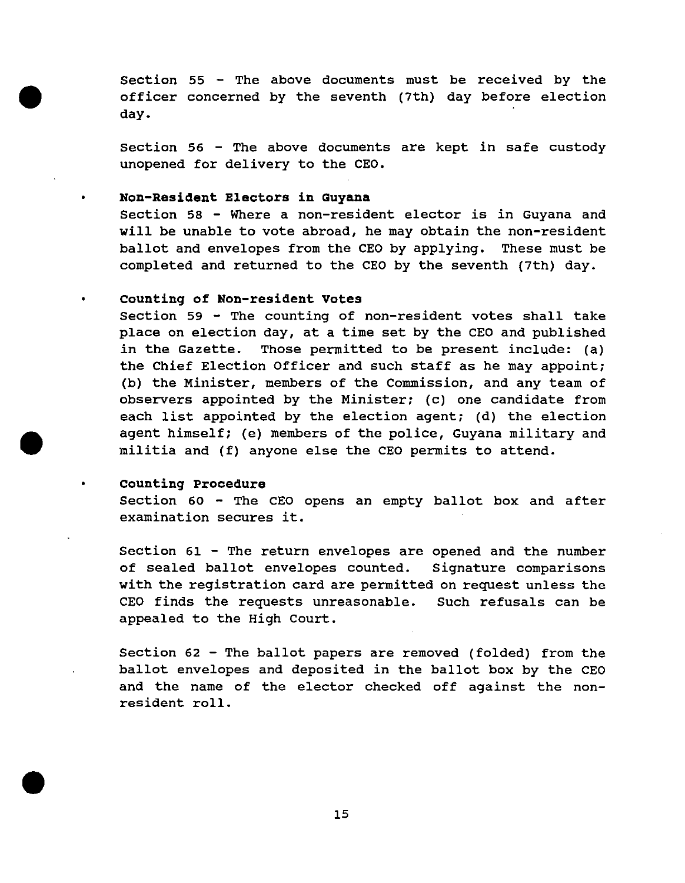Section 55 - The above documents must be received by the officer concerned by the seventh (7th) day before election day.

Section 56 - The above documents are kept in safe custody unopened for delivery to the CEO.

- **Non-Resident Electors in Guyana**

  Section 58 - Where a non-resident elector is in Guyana and will be unable to vote abroad, he may obtain the non-resident ballot and envelopes from the CEO by applying. These must be completed and returned to the CEO by the seventh (7th) day.

- **Counting of Non-resident Votes**

  Section 59 - The counting of non-resident votes shall take place on election day, at a time set by the CEO and published in the Gazette. Those permitted to be present include: (a) the Chief Election Officer and such staff as he may appoint; (b) the Minister, members of the Commission, and any team of observers appointed by the Minister; (c) one candidate from each list appointed by the election agent; (d) the election agent himself; (e) members of the police, Guyana military and militia and (f) anyone else the CEO permits to attend.

- **Counting Procedure**

  Section 60 - The CEO opens an empty ballot box and after examination secures it.

  Section 61 - The return envelopes are opened and the number of sealed ballot envelopes counted. Signature comparisons with the registration card are permitted on request unless the CEO finds the requests unreasonable. Such refusals can be appealed to the High Court.

  Section 62 - The ballot papers are removed (folded) from the ballot envelopes and deposited in the ballot box by the CEO and the name of the elector checked off against the non-resident roll.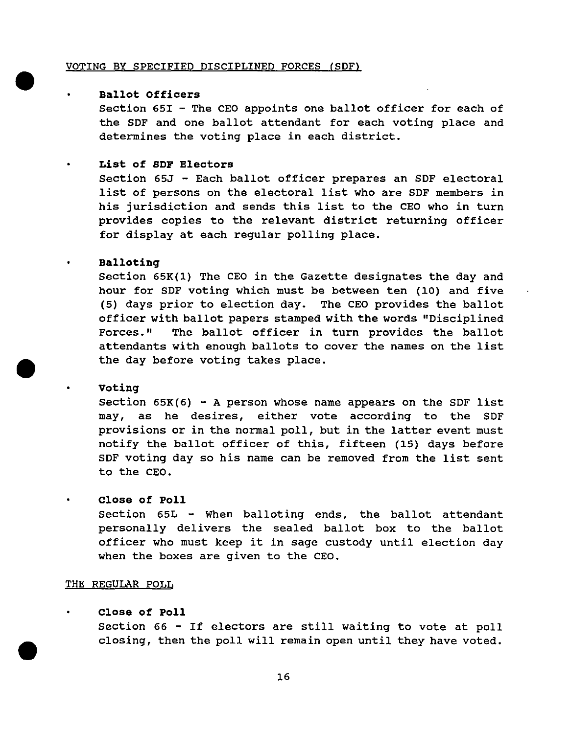VOTING BY SPECIFIED DISCIPLINED FORCES (SDF)

- **Ballot Officers**
  Section 65I - The CEO appoints one ballot officer for each of the SDF and one ballot attendant for each voting place and determines the voting place in each district.

- **List of SDF Electors**
  Section 65J - Each ballot officer prepares an SDF electoral list of persons on the electoral list who are SDF members in his jurisdiction and sends this list to the CEO who in turn provides copies to the relevant district returning officer for display at each regular polling place.

- **Balloting**
  Section 65K(1) The CEO in the Gazette designates the day and hour for SDF voting which must be between ten (10) and five (5) days prior to election day. The CEO provides the ballot officer with ballot papers stamped with the words "Disciplined Forces." The ballot officer in turn provides the ballot attendants with enough ballots to cover the names on the list the day before voting takes place.

- **Voting**
  Section 65K(6) - A person whose name appears on the SDF list may, as he desires, either vote according to the SDF provisions or in the normal poll, but in the latter event must notify the ballot officer of this, fifteen (15) days before SDF voting day so his name can be removed from the list sent to the CEO.

- **Close of Poll**
  Section 65L - When balloting ends, the ballot attendant personally delivers the sealed ballot box to the ballot officer who must keep it in sage custody until election day when the boxes are given to the CEO.

THE REGULAR POLL

- **Close of Poll**
  Section 66 - If electors are still waiting to vote at poll closing, then the poll will remain open until they have voted.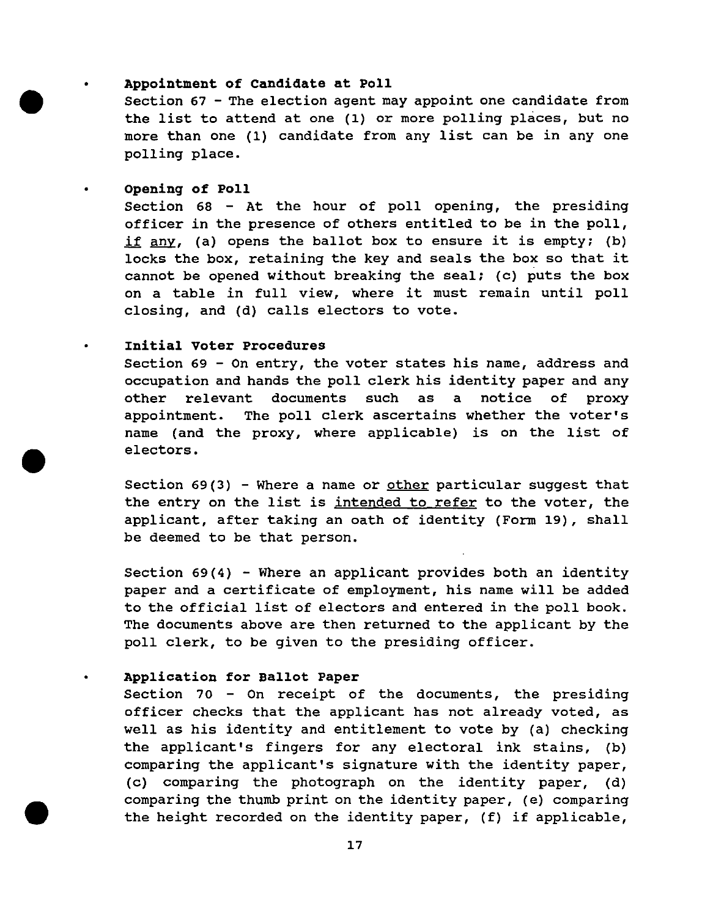- **Appointment of Candidate at Poll**
  Section 67 - The election agent may appoint one candidate from the list to attend at one (1) or more polling places, but no more than one (1) candidate from any list can be in any one polling place.

- **Opening of Poll**
  Section 68 - At the hour of poll opening, the presiding officer in the presence of others entitled to be in the poll, <u>if any</u>, (a) opens the ballot box to ensure it is empty; (b) locks the box, retaining the key and seals the box so that it cannot be opened without breaking the seal; (c) puts the box on a table in full view, where it must remain until poll closing, and (d) calls electors to vote.

- **Initial Voter Procedures**
  Section 69 - On entry, the voter states his name, address and occupation and hands the poll clerk his identity paper and any other relevant documents such as a notice of proxy appointment. The poll clerk ascertains whether the voter's name (and the proxy, where applicable) is on the list of electors.

  Section 69(3) - Where a name or <u>other</u> particular suggest that the entry on the list is <u>intended to refer</u> to the voter, the applicant, after taking an oath of identity (Form 19), shall be deemed to be that person.

  Section 69(4) - Where an applicant provides both an identity paper and a certificate of employment, his name will be added to the official list of electors and entered in the poll book. The documents above are then returned to the applicant by the poll clerk, to be given to the presiding officer.

- **Application for Ballot Paper**
  Section 70 - On receipt of the documents, the presiding officer checks that the applicant has not already voted, as well as his identity and entitlement to vote by (a) checking the applicant's fingers for any electoral ink stains, (b) comparing the applicant's signature with the identity paper, (c) comparing the photograph on the identity paper, (d) comparing the thumb print on the identity paper, (e) comparing the height recorded on the identity paper, (f) if applicable,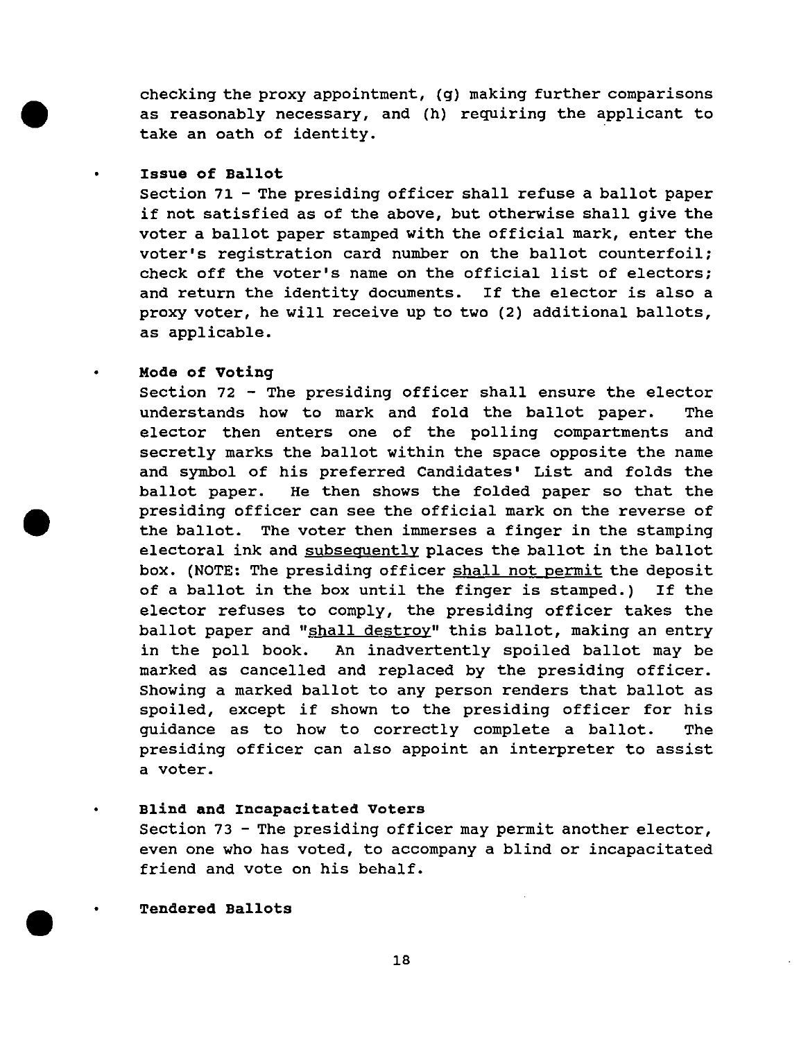checking the proxy appointment, (g) making further comparisons as reasonably necessary, and (h) requiring the applicant to take an oath of identity.

- **Issue of Ballot**
  Section 71 - The presiding officer shall refuse a ballot paper if not satisfied as of the above, but otherwise shall give the voter a ballot paper stamped with the official mark, enter the voter's registration card number on the ballot counterfoil; check off the voter's name on the official list of electors; and return the identity documents. If the elector is also a proxy voter, he will receive up to two (2) additional ballots, as applicable.

- **Mode of Voting**
  Section 72 - The presiding officer shall ensure the elector understands how to mark and fold the ballot paper. The elector then enters one of the polling compartments and secretly marks the ballot within the space opposite the name and symbol of his preferred Candidates' List and folds the ballot paper. He then shows the folded paper so that the presiding officer can see the official mark on the reverse of the ballot. The voter then immerses a finger in the stamping electoral ink and <u>subsequently</u> places the ballot in the ballot box. (NOTE: The presiding officer <u>shall not permit</u> the deposit of a ballot in the box until the finger is stamped.) If the elector refuses to comply, the presiding officer takes the ballot paper and "<u>shall destroy</u>" this ballot, making an entry in the poll book. An inadvertently spoiled ballot may be marked as cancelled and replaced by the presiding officer. Showing a marked ballot to any person renders that ballot as spoiled, except if shown to the presiding officer for his guidance as to how to correctly complete a ballot. The presiding officer can also appoint an interpreter to assist a voter.

- **Blind and Incapacitated Voters**
  Section 73 - The presiding officer may permit another elector, even one who has voted, to accompany a blind or incapacitated friend and vote on his behalf.

- **Tendered Ballots**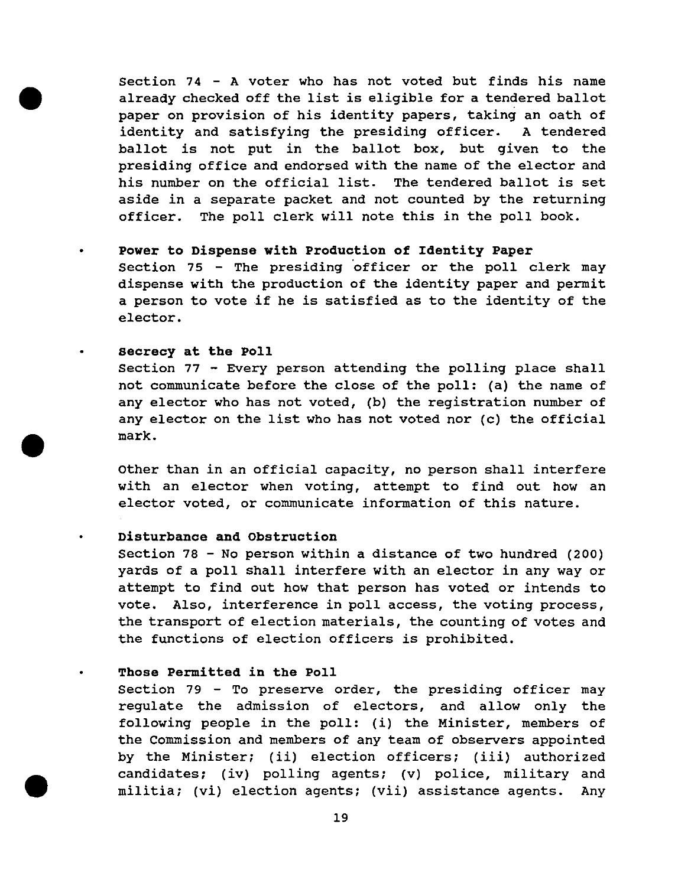Section 74 - A voter who has not voted but finds his name already checked off the list is eligible for a tendered ballot paper on provision of his identity papers, taking an oath of identity and satisfying the presiding officer. A tendered ballot is not put in the ballot box, but given to the presiding office and endorsed with the name of the elector and his number on the official list. The tendered ballot is set aside in a separate packet and not counted by the returning officer. The poll clerk will note this in the poll book.

- **Power to Dispense with Production of Identity Paper**
  Section 75 - The presiding officer or the poll clerk may dispense with the production of the identity paper and permit a person to vote if he is satisfied as to the identity of the elector.

- **Secrecy at the Poll**
  Section 77 - Every person attending the polling place shall not communicate before the close of the poll: (a) the name of any elector who has not voted, (b) the registration number of any elector on the list who has not voted nor (c) the official mark.

  Other than in an official capacity, no person shall interfere with an elector when voting, attempt to find out how an elector voted, or communicate information of this nature.

- **Disturbance and Obstruction**
  Section 78 - No person within a distance of two hundred (200) yards of a poll shall interfere with an elector in any way or attempt to find out how that person has voted or intends to vote. Also, interference in poll access, the voting process, the transport of election materials, the counting of votes and the functions of election officers is prohibited.

- **Those Permitted in the Poll**
  Section 79 - To preserve order, the presiding officer may regulate the admission of electors, and allow only the following people in the poll: (i) the Minister, members of the Commission and members of any team of observers appointed by the Minister; (ii) election officers; (iii) authorized candidates; (iv) polling agents; (v) police, military and militia; (vi) election agents; (vii) assistance agents. Any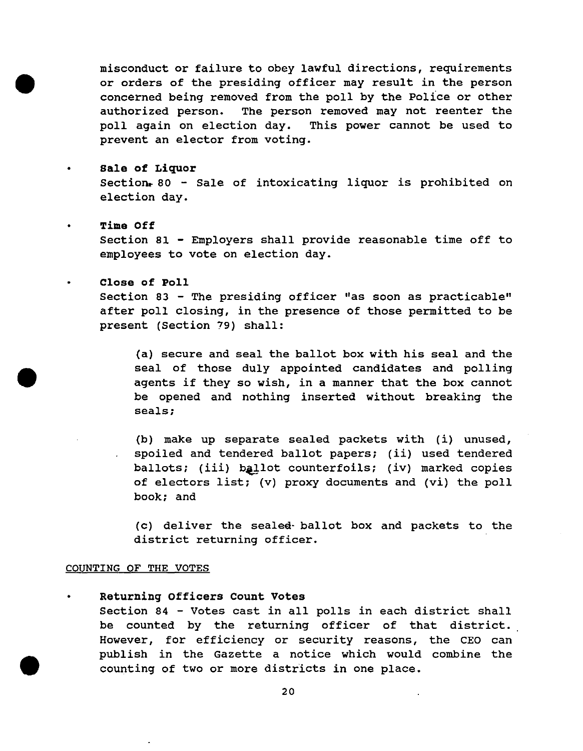misconduct or failure to obey lawful directions, requirements or orders of the presiding officer may result in the person concerned being removed from the poll by the Police or other authorized person. The person removed may not reenter the poll again on election day. This power cannot be used to prevent an elector from voting.

- **Sale of Liquor**
  Section 80 - Sale of intoxicating liquor is prohibited on election day.

- **Time Off**
  Section 81 - Employers shall provide reasonable time off to employees to vote on election day.

- **Close of Poll**
  Section 83 - The presiding officer "as soon as practicable" after poll closing, in the presence of those permitted to be present (Section 79) shall:

  (a) secure and seal the ballot box with his seal and the seal of those duly appointed candidates and polling agents if they so wish, in a manner that the box cannot be opened and nothing inserted without breaking the seals;

  (b) make up separate sealed packets with (i) unused, spoiled and tendered ballot papers; (ii) used tendered ballots; (iii) ballot counterfoils; (iv) marked copies of electors list; (v) proxy documents and (vi) the poll book; and

  (c) deliver the sealed ballot box and packets to the district returning officer.

COUNTING OF THE VOTES

- **Returning Officers Count Votes**
  Section 84 - Votes cast in all polls in each district shall be counted by the returning officer of that district. However, for efficiency or security reasons, the CEO can publish in the Gazette a notice which would combine the counting of two or more districts in one place.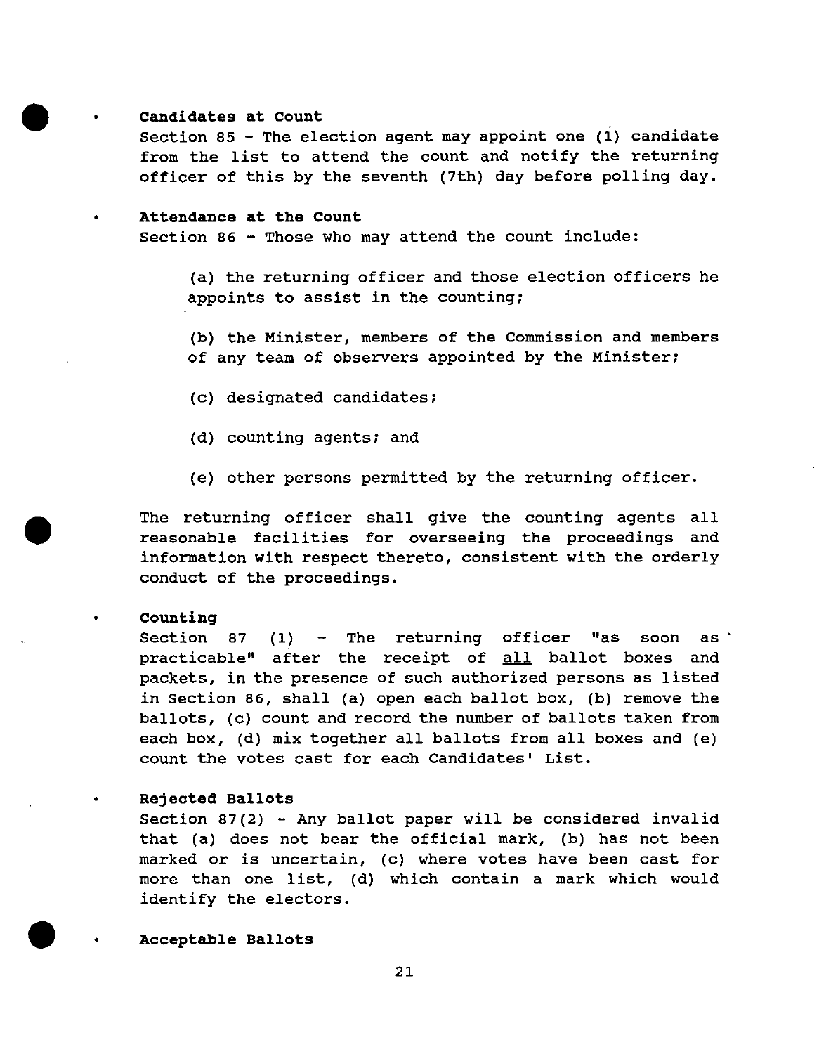- **Candidates at Count**

  Section 85 - The election agent may appoint one (1) candidate from the list to attend the count and notify the returning officer of this by the seventh (7th) day before polling day.

- **Attendance at the Count**

  Section 86 - Those who may attend the count include:

  (a) the returning officer and those election officers he appoints to assist in the counting;

  (b) the Minister, members of the Commission and members of any team of observers appointed by the Minister;

  (c) designated candidates;

  (d) counting agents; and

  (e) other persons permitted by the returning officer.

  The returning officer shall give the counting agents all reasonable facilities for overseeing the proceedings and information with respect thereto, consistent with the orderly conduct of the proceedings.

- **Counting**

  Section 87 (1) - The returning officer "as soon as practicable" after the receipt of <u>all</u> ballot boxes and packets, in the presence of such authorized persons as listed in Section 86, shall (a) open each ballot box, (b) remove the ballots, (c) count and record the number of ballots taken from each box, (d) mix together all ballots from all boxes and (e) count the votes cast for each Candidates' List.

- **Rejected Ballots**

  Section 87(2) - Any ballot paper will be considered invalid that (a) does not bear the official mark, (b) has not been marked or is uncertain, (c) where votes have been cast for more than one list, (d) which contain a mark which would identify the electors.

- **Acceptable Ballots**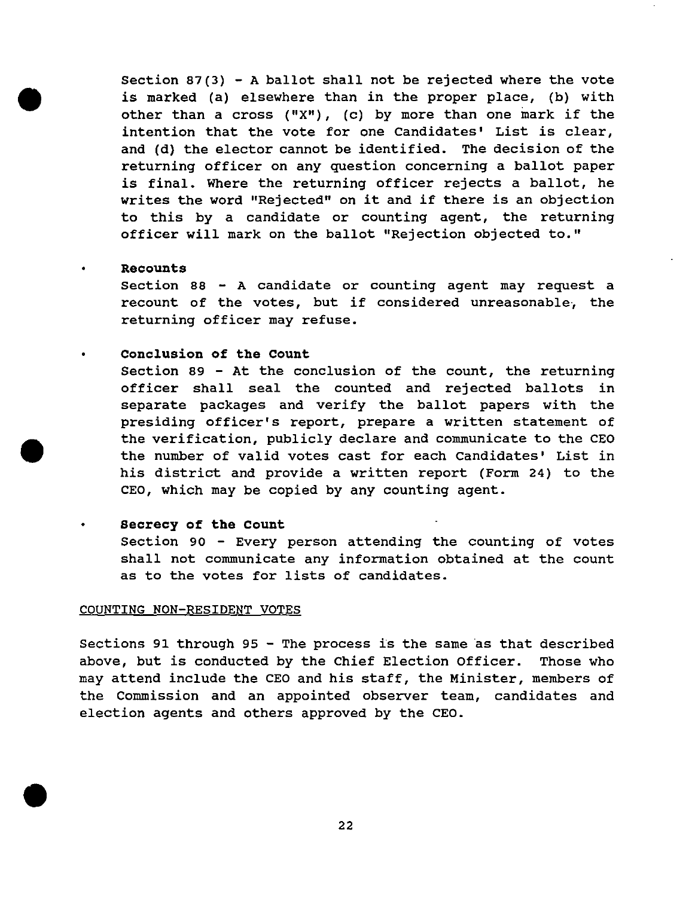Section 87(3) - A ballot shall not be rejected where the vote is marked (a) elsewhere than in the proper place, (b) with other than a cross ("X"), (c) by more than one mark if the intention that the vote for one Candidates' List is clear, and (d) the elector cannot be identified. The decision of the returning officer on any question concerning a ballot paper is final. Where the returning officer rejects a ballot, he writes the word "Rejected" on it and if there is an objection to this by a candidate or counting agent, the returning officer will mark on the ballot "Rejection objected to."

- **Recounts**
  Section 88 - A candidate or counting agent may request a recount of the votes, but if considered unreasonable, the returning officer may refuse.

- **Conclusion of the Count**
  Section 89 - At the conclusion of the count, the returning officer shall seal the counted and rejected ballots in separate packages and verify the ballot papers with the presiding officer's report, prepare a written statement of the verification, publicly declare and communicate to the CEO the number of valid votes cast for each Candidates' List in his district and provide a written report (Form 24) to the CEO, which may be copied by any counting agent.

- **Secrecy of the Count**
  Section 90 - Every person attending the counting of votes shall not communicate any information obtained at the count as to the votes for lists of candidates.

COUNTING NON-RESIDENT VOTES

Sections 91 through 95 - The process is the same as that described above, but is conducted by the Chief Election Officer. Those who may attend include the CEO and his staff, the Minister, members of the Commission and an appointed observer team, candidates and election agents and others approved by the CEO.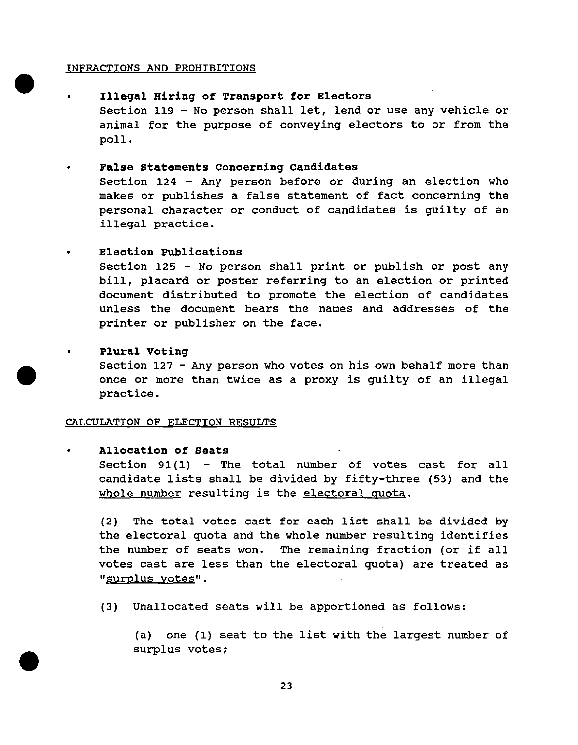INFRACTIONS AND PROHIBITIONS

- **Illegal Hiring of Transport for Electors**
  Section 119 - No person shall let, lend or use any vehicle or animal for the purpose of conveying electors to or from the poll.

- **False Statements Concerning Candidates**
  Section 124 - Any person before or during an election who makes or publishes a false statement of fact concerning the personal character or conduct of candidates is guilty of an illegal practice.

- **Election Publications**
  Section 125 - No person shall print or publish or post any bill, placard or poster referring to an election or printed document distributed to promote the election of candidates unless the document bears the names and addresses of the printer or publisher on the face.

- **Plural Voting**
  Section 127 - Any person who votes on his own behalf more than once or more than twice as a proxy is guilty of an illegal practice.

CALCULATION OF ELECTION RESULTS

- **Allocation of Seats**
  Section 91(1) - The total number of votes cast for all candidate lists shall be divided by fifty-three (53) and the whole number resulting is the electoral quota.

  (2) The total votes cast for each list shall be divided by the electoral quota and the whole number resulting identifies the number of seats won. The remaining fraction (or if all votes cast are less than the electoral quota) are treated as "surplus votes".

  (3) Unallocated seats will be apportioned as follows:

  (a) one (1) seat to the list with the largest number of surplus votes;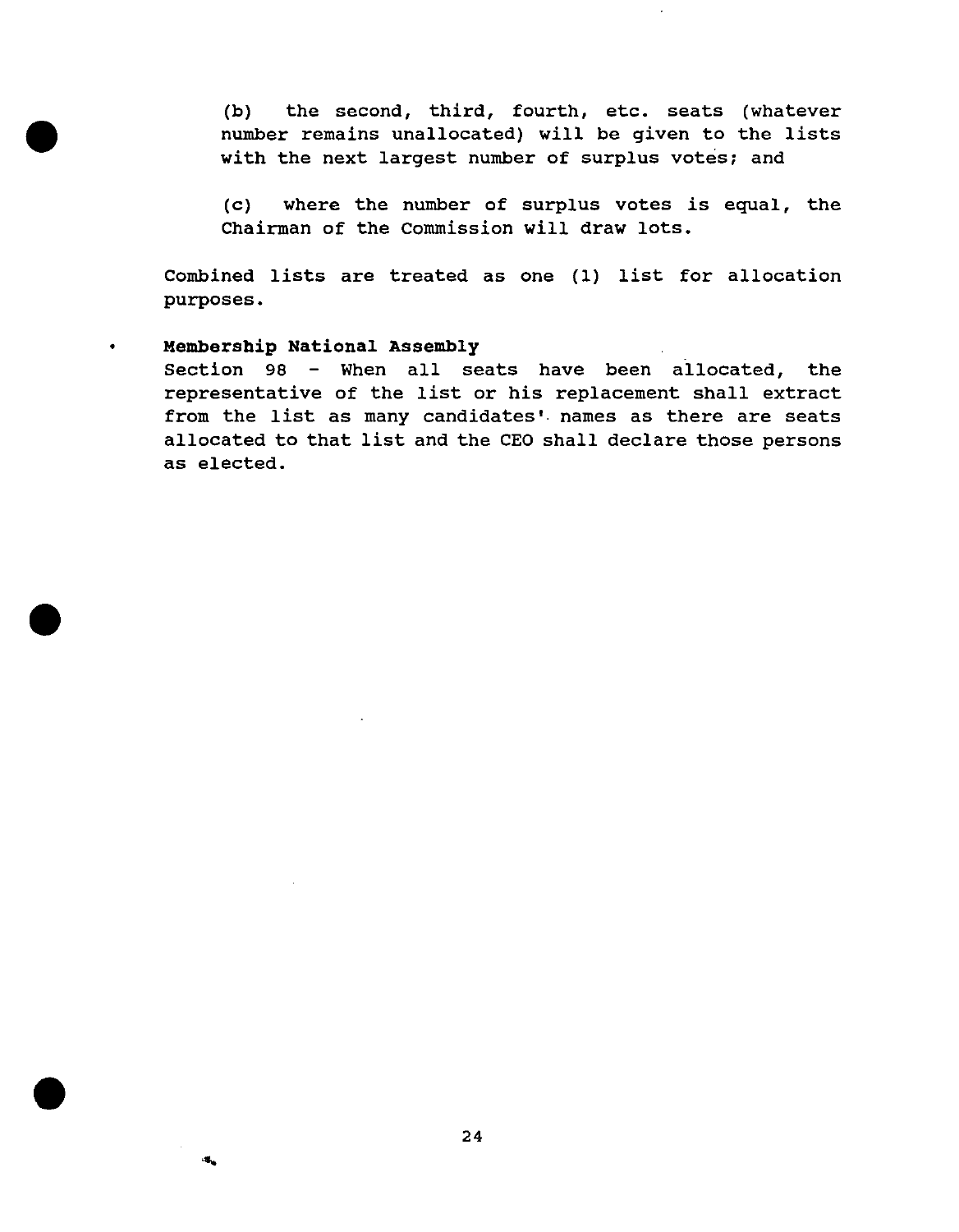(b) the second, third, fourth, etc. seats (whatever number remains unallocated) will be given to the lists with the next largest number of surplus votes; and

(c) where the number of surplus votes is equal, the Chairman of the Commission will draw lots.

Combined lists are treated as one (1) list for allocation purposes.

- **Membership National Assembly**
  Section 98 - When all seats have been allocated, the representative of the list or his replacement shall extract from the list as many candidates' names as there are seats allocated to that list and the CEO shall declare those persons as elected.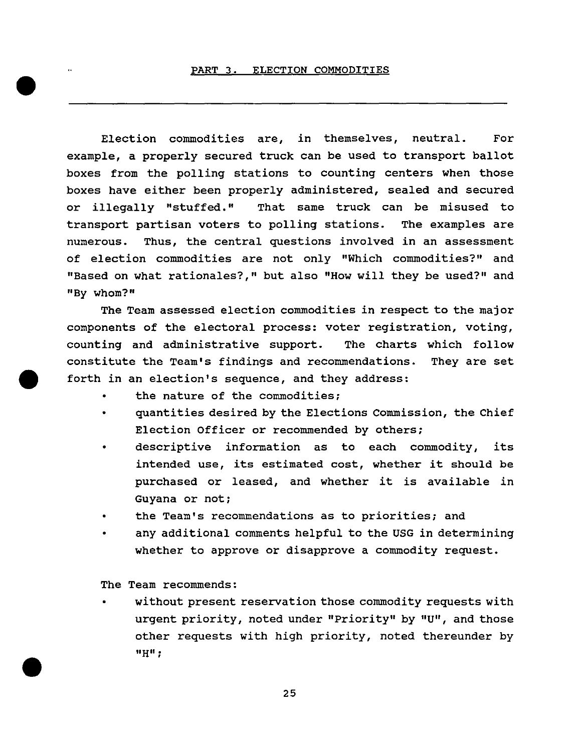## PART 3. ELECTION COMMODITIES

Election commodities are, in themselves, neutral. For example, a properly secured truck can be used to transport ballot boxes from the polling stations to counting centers when those boxes have either been properly administered, sealed and secured or illegally "stuffed." That same truck can be misused to transport partisan voters to polling stations. The examples are numerous. Thus, the central questions involved in an assessment of election commodities are not only "Which commodities?" and "Based on what rationales?," but also "How will they be used?" and "By whom?"

The Team assessed election commodities in respect to the major components of the electoral process: voter registration, voting, counting and administrative support. The charts which follow constitute the Team's findings and recommendations. They are set forth in an election's sequence, and they address:

- the nature of the commodities;
- quantities desired by the Elections Commission, the Chief Election Officer or recommended by others;
- descriptive information as to each commodity, its intended use, its estimated cost, whether it should be purchased or leased, and whether it is available in Guyana or not;
- the Team's recommendations as to priorities; and
- any additional comments helpful to the USG in determining whether to approve or disapprove a commodity request.

The Team recommends:

- without present reservation those commodity requests with urgent priority, noted under "Priority" by "U", and those other requests with high priority, noted thereunder by "H";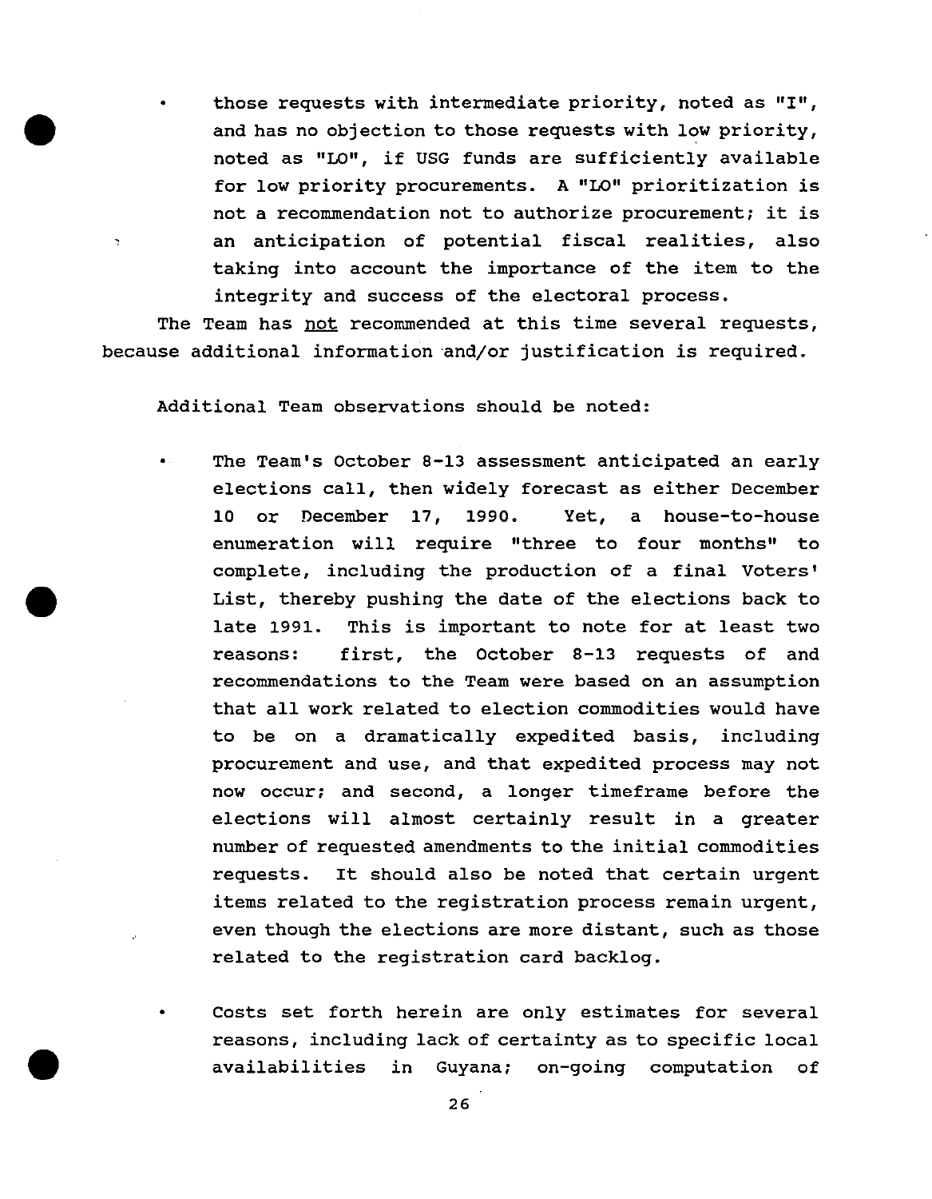- those requests with intermediate priority, noted as "I", and has no objection to those requests with low priority, noted as "LO", if USG funds are sufficiently available for low priority procurements. A "LO" prioritization is not a recommendation not to authorize procurement; it is an anticipation of potential fiscal realities, also taking into account the importance of the item to the integrity and success of the electoral process.

The Team has not recommended at this time several requests, because additional information and/or justification is required.

Additional Team observations should be noted:

- The Team's October 8-13 assessment anticipated an early elections call, then widely forecast as either December 10 or December 17, 1990. Yet, a house-to-house enumeration will require "three to four months" to complete, including the production of a final Voters' List, thereby pushing the date of the elections back to late 1991. This is important to note for at least two reasons: first, the October 8-13 requests of and recommendations to the Team were based on an assumption that all work related to election commodities would have to be on a dramatically expedited basis, including procurement and use, and that expedited process may not now occur; and second, a longer timeframe before the elections will almost certainly result in a greater number of requested amendments to the initial commodities requests. It should also be noted that certain urgent items related to the registration process remain urgent, even though the elections are more distant, such as those related to the registration card backlog.

- Costs set forth herein are only estimates for several reasons, including lack of certainty as to specific local availabilities in Guyana; on-going computation of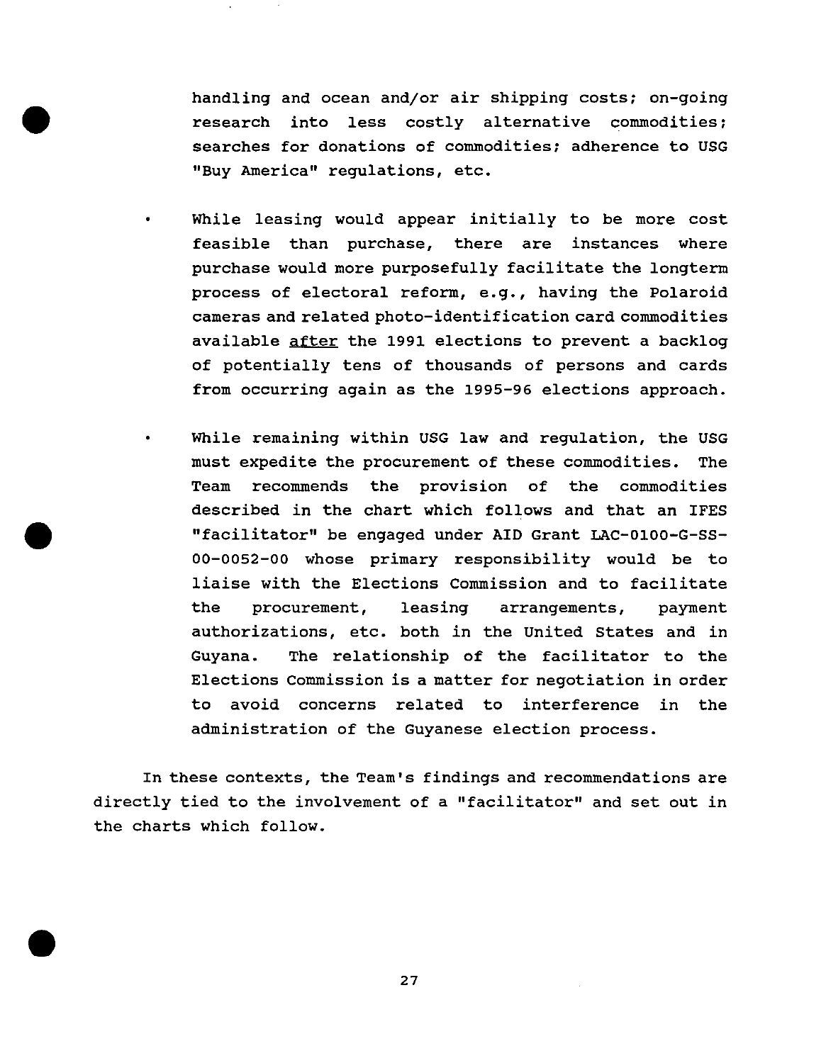handling and ocean and/or air shipping costs; on-going research into less costly alternative commodities; searches for donations of commodities; adherence to USG "Buy America" regulations, etc.

- While leasing would appear initially to be more cost feasible than purchase, there are instances where purchase would more purposefully facilitate the longterm process of electoral reform, e.g., having the Polaroid cameras and related photo-identification card commodities available <u>after</u> the 1991 elections to prevent a backlog of potentially tens of thousands of persons and cards from occurring again as the 1995-96 elections approach.

- While remaining within USG law and regulation, the USG must expedite the procurement of these commodities. The Team recommends the provision of the commodities described in the chart which follows and that an IFES "facilitator" be engaged under AID Grant LAC-0100-G-SS-00-0052-00 whose primary responsibility would be to liaise with the Elections Commission and to facilitate the procurement, leasing arrangements, payment authorizations, etc. both in the United States and in Guyana. The relationship of the facilitator to the Elections Commission is a matter for negotiation in order to avoid concerns related to interference in the administration of the Guyanese election process.

In these contexts, the Team's findings and recommendations are directly tied to the involvement of a "facilitator" and set out in the charts which follow.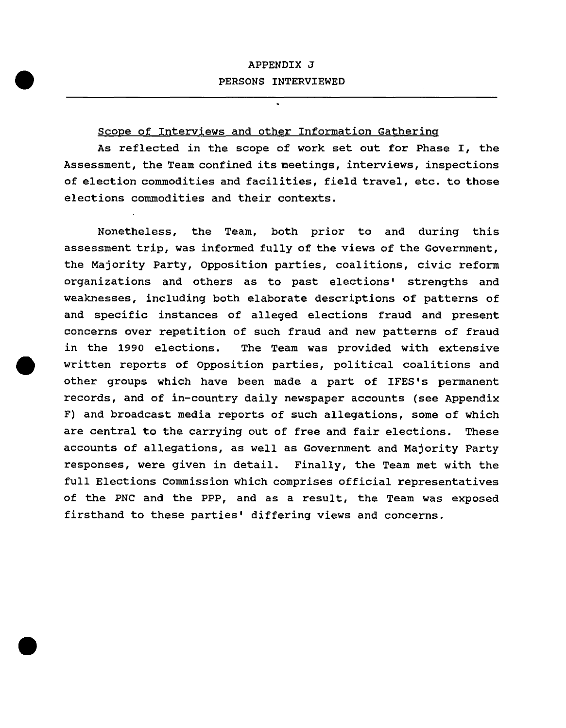# APPENDIX J
# PERSONS INTERVIEWED

---

Scope of Interviews and other Information Gathering

As reflected in the scope of work set out for Phase I, the Assessment, the Team confined its meetings, interviews, inspections of election commodities and facilities, field travel, etc. to those elections commodities and their contexts.

Nonetheless, the Team, both prior to and during this assessment trip, was informed fully of the views of the Government, the Majority Party, Opposition parties, coalitions, civic reform organizations and others as to past elections' strengths and weaknesses, including both elaborate descriptions of patterns of and specific instances of alleged elections fraud and present concerns over repetition of such fraud and new patterns of fraud in the 1990 elections. The Team was provided with extensive written reports of Opposition parties, political coalitions and other groups which have been made a part of IFES's permanent records, and of in-country daily newspaper accounts (see Appendix F) and broadcast media reports of such allegations, some of which are central to the carrying out of free and fair elections. These accounts of allegations, as well as Government and Majority Party responses, were given in detail. Finally, the Team met with the full Elections Commission which comprises official representatives of the PNC and the PPP, and as a result, the Team was exposed firsthand to these parties' differing views and concerns.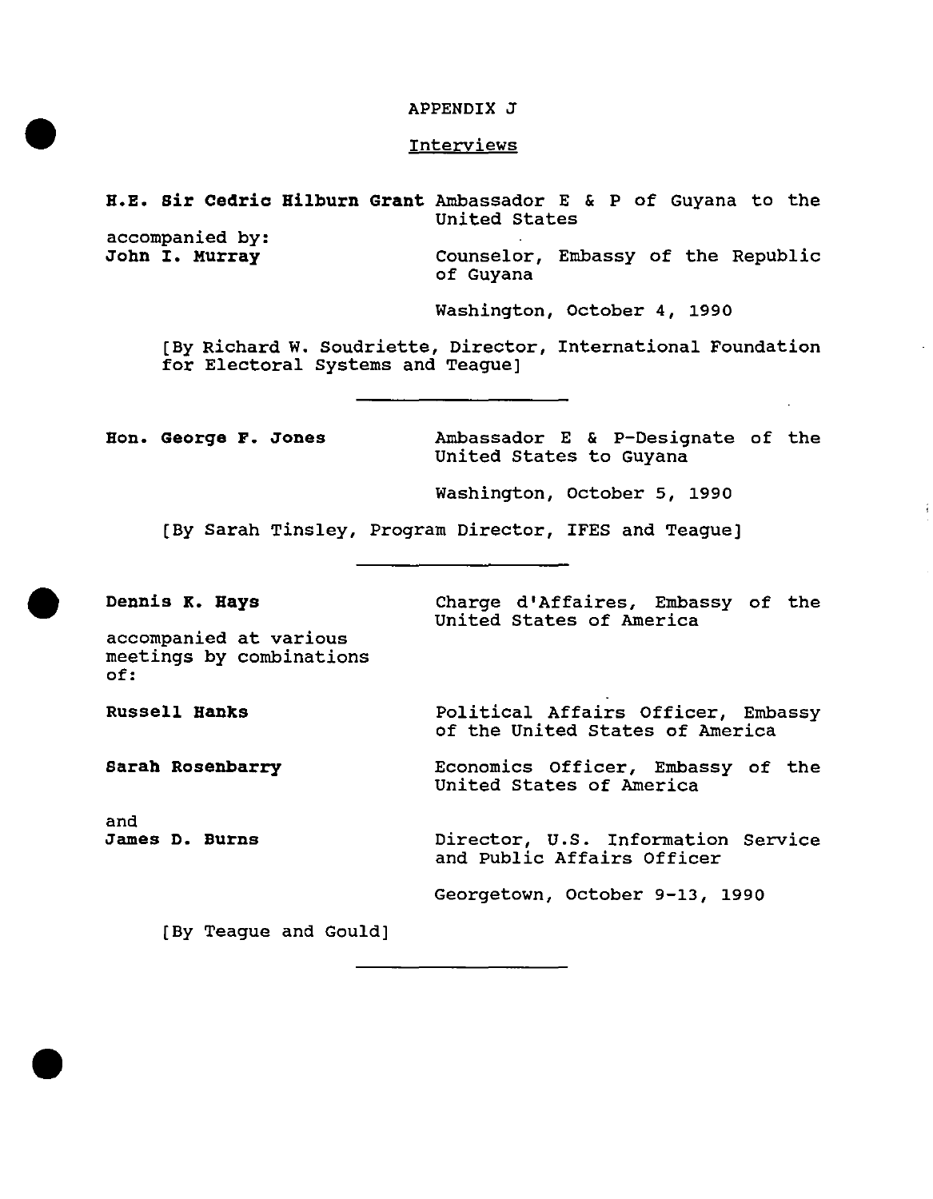# APPENDIX J

## Interviews

**H.E. Sir Cedric Hilburn Grant** Ambassador E & P of Guyana to the United States

accompanied by:
**John I. Murray** Counselor, Embassy of the Republic of Guyana

Washington, October 4, 1990

[By Richard W. Soudriette, Director, International Foundation for Electoral Systems and Teague]

---

**Hon. George F. Jones** Ambassador E & P-Designate of the United States to Guyana

Washington, October 5, 1990

[By Sarah Tinsley, Program Director, IFES and Teague]

---

**Dennis K. Hays** Charge d'Affaires, Embassy of the United States of America

accompanied at various meetings by combinations of:

**Russell Hanks** Political Affairs Officer, Embassy of the United States of America

**Sarah Rosenbarry** Economics Officer, Embassy of the United States of America

and
**James D. Burns** Director, U.S. Information Service and Public Affairs Officer

Georgetown, October 9-13, 1990

[By Teague and Gould]

---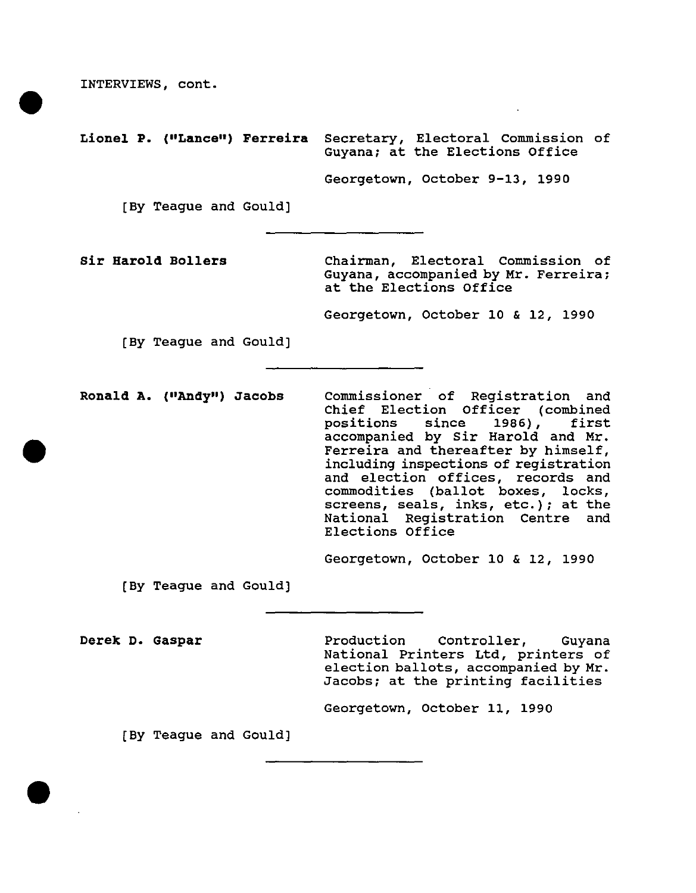INTERVIEWS, cont.

**Lionel P. ("Lance") Ferreira** — Secretary, Electoral Commission of Guyana; at the Elections Office

Georgetown, October 9-13, 1990

[By Teague and Gould]

---

**Sir Harold Bollers** — Chairman, Electoral Commission of Guyana, accompanied by Mr. Ferreira; at the Elections Office

Georgetown, October 10 & 12, 1990

[By Teague and Gould]

---

**Ronald A. ("Andy") Jacobs** — Commissioner of Registration and Chief Election Officer (combined positions since 1986), first accompanied by Sir Harold and Mr. Ferreira and thereafter by himself, including inspections of registration and election offices, records and commodities (ballot boxes, locks, screens, seals, inks, etc.); at the National Registration Centre and Elections Office

Georgetown, October 10 & 12, 1990

[By Teague and Gould]

---

**Derek D. Gaspar** — Production Controller, Guyana National Printers Ltd, printers of election ballots, accompanied by Mr. Jacobs; at the printing facilities

Georgetown, October 11, 1990

[By Teague and Gould]

---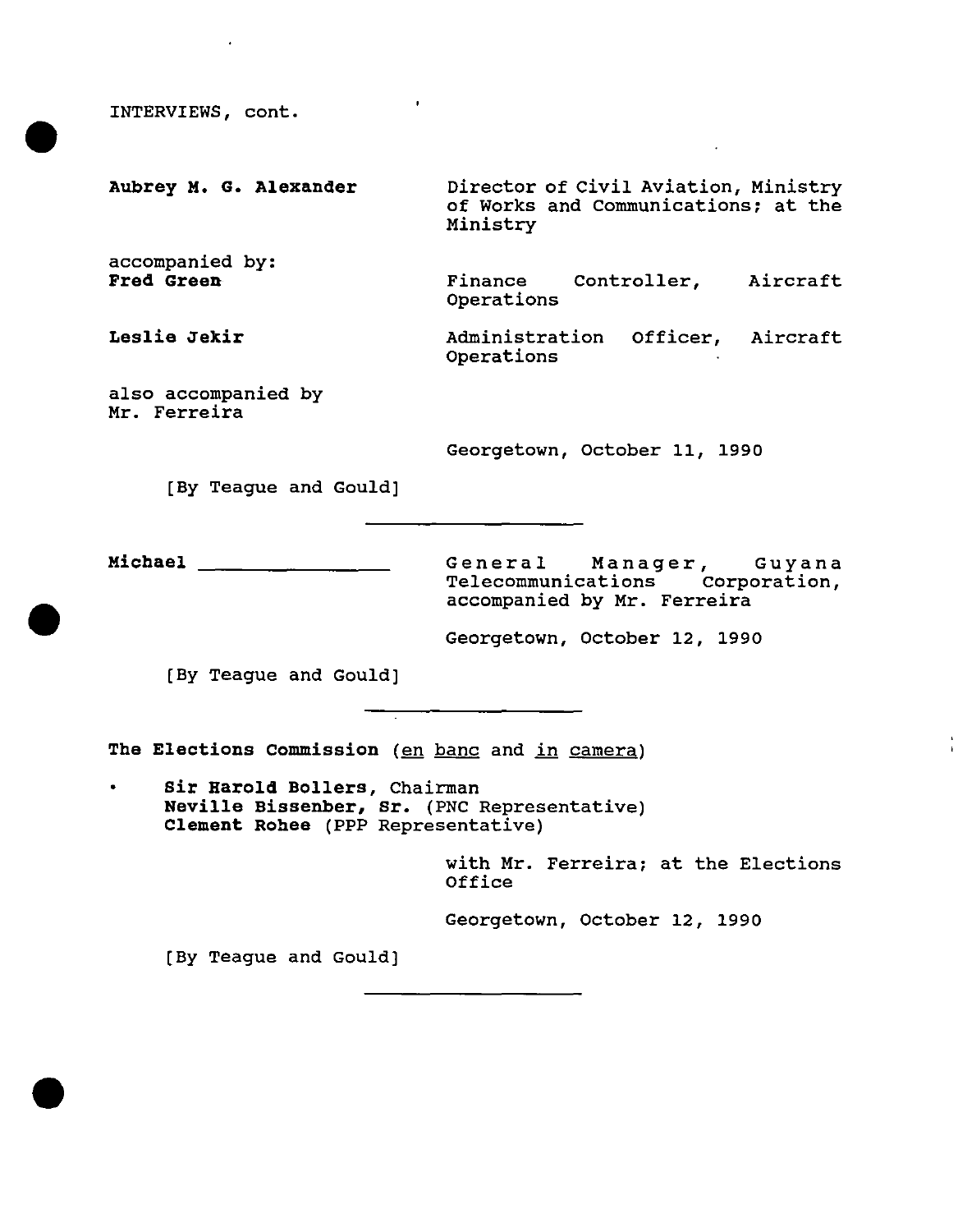INTERVIEWS, cont.

**Aubrey M. G. Alexander** — Director of Civil Aviation, Ministry of Works and Communications; at the Ministry

accompanied by:

**Fred Green** — Finance Controller, Aircraft Operations

**Leslie Jekir** — Administration Officer, Aircraft Operations

also accompanied by Mr. Ferreira

Georgetown, October 11, 1990

[By Teague and Gould]

---

**Michael** ________________ — General Manager, Guyana Telecommunications Corporation, accompanied by Mr. Ferreira

Georgetown, October 12, 1990

[By Teague and Gould]

---

**The Elections Commission** (en banc and in camera)

- **Sir Harold Bollers**, Chairman
  **Neville Bissenber, Sr.** (PNC Representative)
  **Clement Rohee** (PPP Representative)

with Mr. Ferreira; at the Elections Office

Georgetown, October 12, 1990

[By Teague and Gould]

---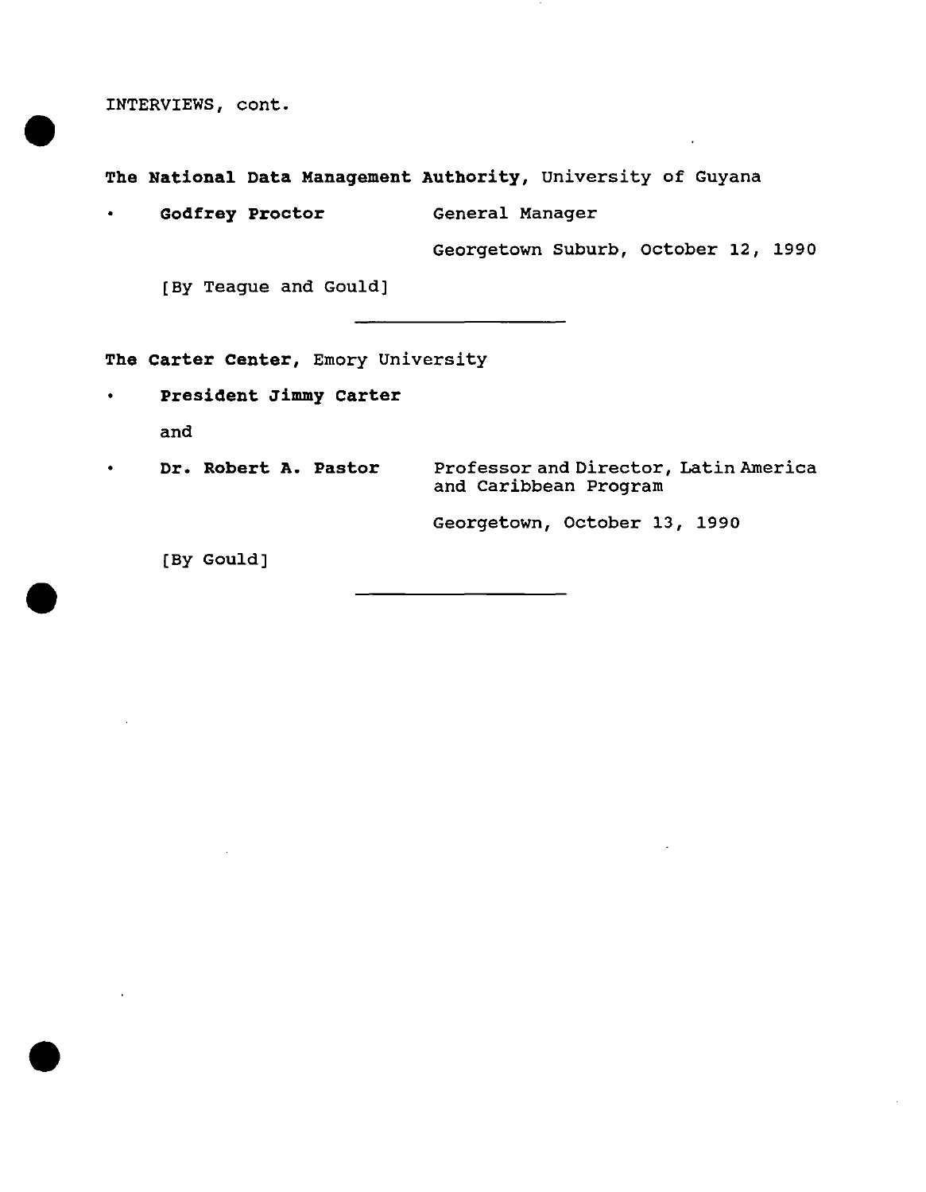INTERVIEWS, cont.

**The National Data Management Authority**, University of Guyana

- **Godfrey Proctor** General Manager

  Georgetown Suburb, October 12, 1990

  [By Teague and Gould]

---

**The Carter Center**, Emory University

- **President Jimmy Carter**

  and

- **Dr. Robert A. Pastor** Professor and Director, Latin America and Caribbean Program

  Georgetown, October 13, 1990

  [By Gould]

---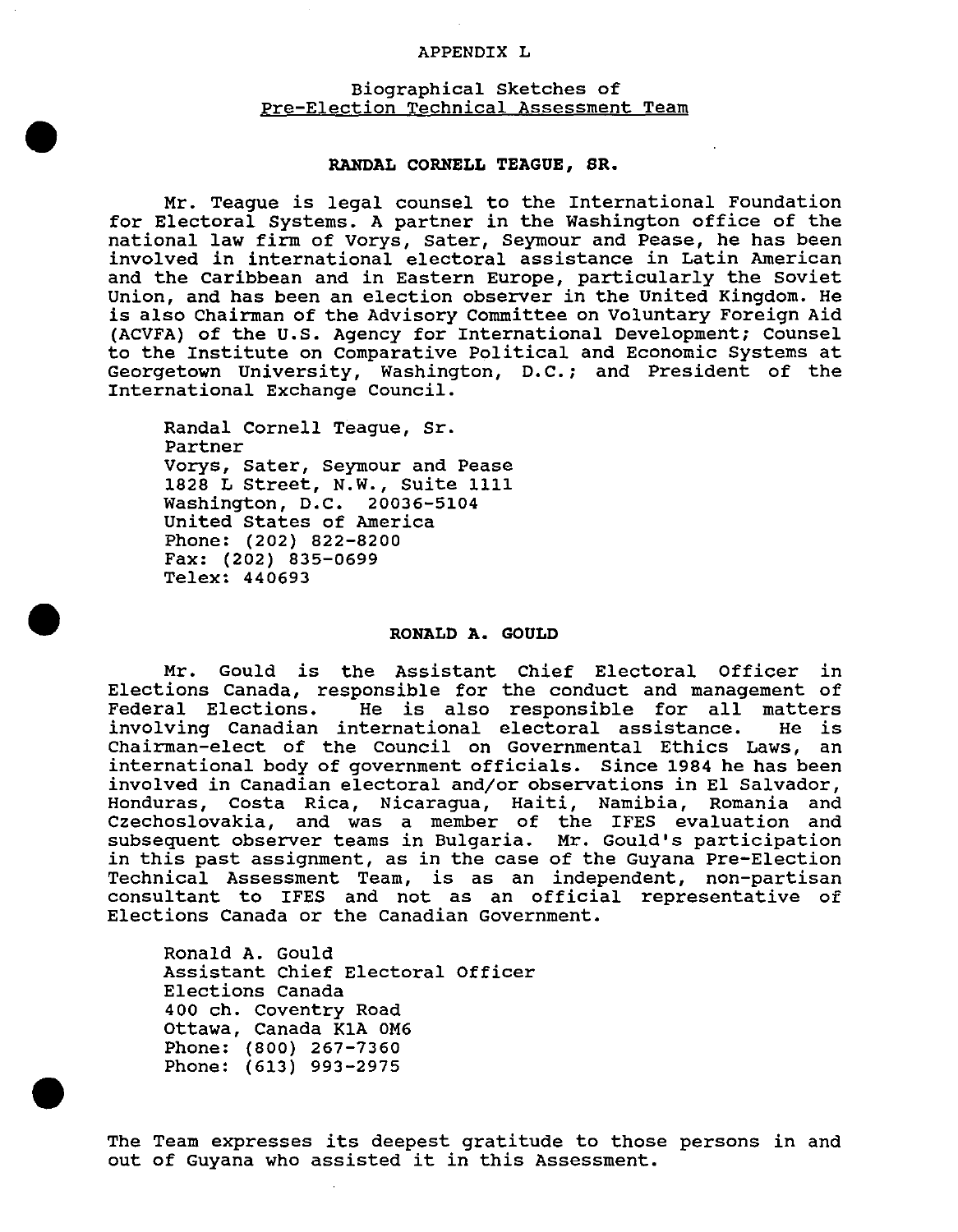# APPENDIX L

## Biographical Sketches of Pre-Election Technical Assessment Team

### RANDAL CORNELL TEAGUE, SR.

Mr. Teague is legal counsel to the International Foundation for Electoral Systems. A partner in the Washington office of the national law firm of Vorys, Sater, Seymour and Pease, he has been involved in international electoral assistance in Latin American and the Caribbean and in Eastern Europe, particularly the Soviet Union, and has been an election observer in the United Kingdom. He is also Chairman of the Advisory Committee on Voluntary Foreign Aid (ACVFA) of the U.S. Agency for International Development; Counsel to the Institute on Comparative Political and Economic Systems at Georgetown University, Washington, D.C.; and President of the International Exchange Council.

Randal Cornell Teague, Sr.
Partner
Vorys, Sater, Seymour and Pease
1828 L Street, N.W., Suite 1111
Washington, D.C. 20036-5104
United States of America
Phone: (202) 822-8200
Fax: (202) 835-0699
Telex: 440693

### RONALD A. GOULD

Mr. Gould is the Assistant Chief Electoral Officer in Elections Canada, responsible for the conduct and management of Federal Elections. He is also responsible for all matters involving Canadian international electoral assistance. He is Chairman-elect of the Council on Governmental Ethics Laws, an international body of government officials. Since 1984 he has been involved in Canadian electoral and/or observations in El Salvador, Honduras, Costa Rica, Nicaragua, Haiti, Namibia, Romania and Czechoslovakia, and was a member of the IFES evaluation and subsequent observer teams in Bulgaria. Mr. Gould's participation in this past assignment, as in the case of the Guyana Pre-Election Technical Assessment Team, is as an independent, non-partisan consultant to IFES and not as an official representative of Elections Canada or the Canadian Government.

Ronald A. Gould
Assistant Chief Electoral Officer
Elections Canada
400 ch. Coventry Road
Ottawa, Canada K1A 0M6
Phone: (800) 267-7360
Phone: (613) 993-2975

The Team expresses its deepest gratitude to those persons in and out of Guyana who assisted it in this Assessment.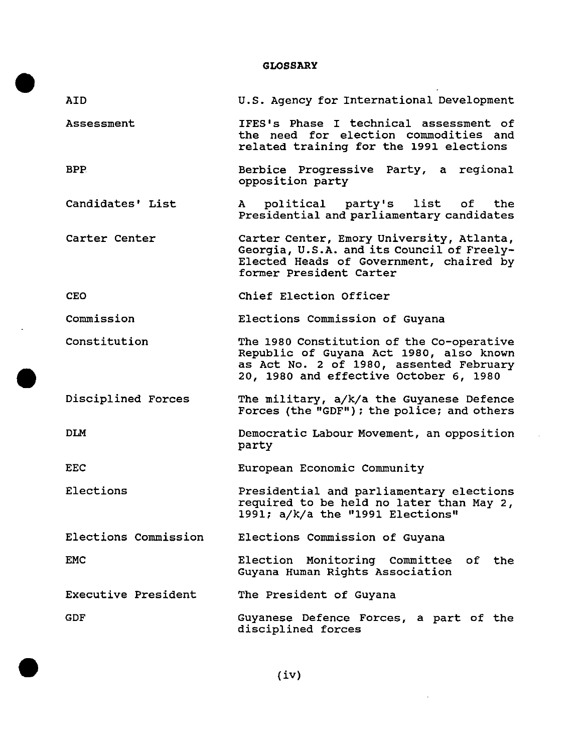## GLOSSARY

| | |
|---|---|
| AID | U.S. Agency for International Development |
| Assessment | IFES's Phase I technical assessment of the need for election commodities and related training for the 1991 elections |
| BPP | Berbice Progressive Party, a regional opposition party |
| Candidates' List | A political party's list of the Presidential and parliamentary candidates |
| Carter Center | Carter Center, Emory University, Atlanta, Georgia, U.S.A. and its Council of Freely-Elected Heads of Government, chaired by former President Carter |
| CEO | Chief Election Officer |
| Commission | Elections Commission of Guyana |
| Constitution | The 1980 Constitution of the Co-operative Republic of Guyana Act 1980, also known as Act No. 2 of 1980, assented February 20, 1980 and effective October 6, 1980 |
| Disciplined Forces | The military, a/k/a the Guyanese Defence Forces (the "GDF"); the police; and others |
| DLM | Democratic Labour Movement, an opposition party |
| EEC | European Economic Community |
| Elections | Presidential and parliamentary elections required to be held no later than May 2, 1991; a/k/a the "1991 Elections" |
| Elections Commission | Elections Commission of Guyana |
| EMC | Election Monitoring Committee of the Guyana Human Rights Association |
| Executive President | The President of Guyana |
| GDF | Guyanese Defence Forces, a part of the disciplined forces |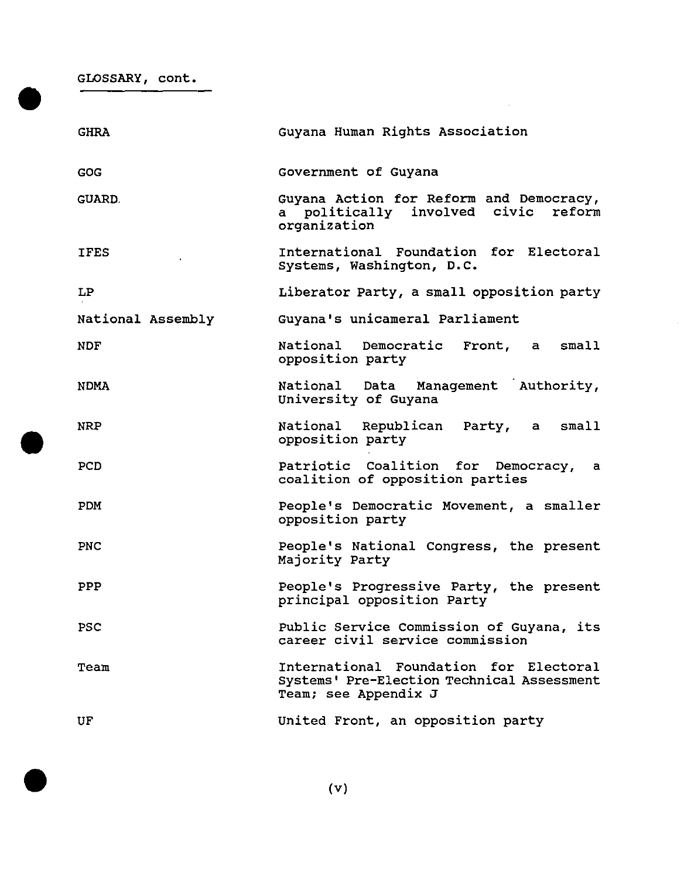GLOSSARY, cont.

| | |
|---|---|
| GHRA | Guyana Human Rights Association |
| GOG | Government of Guyana |
| GUARD | Guyana Action for Reform and Democracy, a politically involved civic reform organization |
| IFES | International Foundation for Electoral Systems, Washington, D.C. |
| LP | Liberator Party, a small opposition party |
| National Assembly | Guyana's unicameral Parliament |
| NDF | National Democratic Front, a small opposition party |
| NDMA | National Data Management Authority, University of Guyana |
| NRP | National Republican Party, a small opposition party |
| PCD | Patriotic Coalition for Democracy, a coalition of opposition parties |
| PDM | People's Democratic Movement, a smaller opposition party |
| PNC | People's National Congress, the present Majority Party |
| PPP | People's Progressive Party, the present principal opposition Party |
| PSC | Public Service Commission of Guyana, its career civil service commission |
| Team | International Foundation for Electoral Systems' Pre-Election Technical Assessment Team; see Appendix J |
| UF | United Front, an opposition party |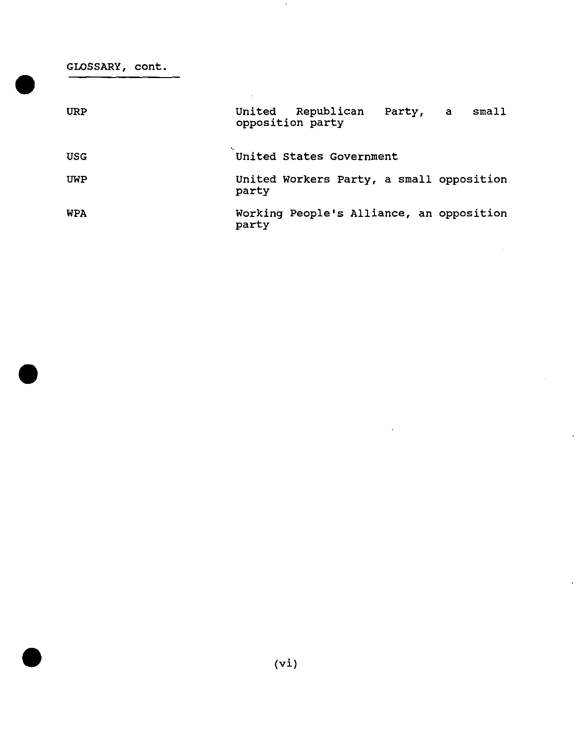GLOSSARY, cont.

| | |
|---|---|
| URP | United Republican Party, a small opposition party |
| USG | United States Government |
| UWP | United Workers Party, a small opposition party |
| WPA | Working People's Alliance, an opposition party |